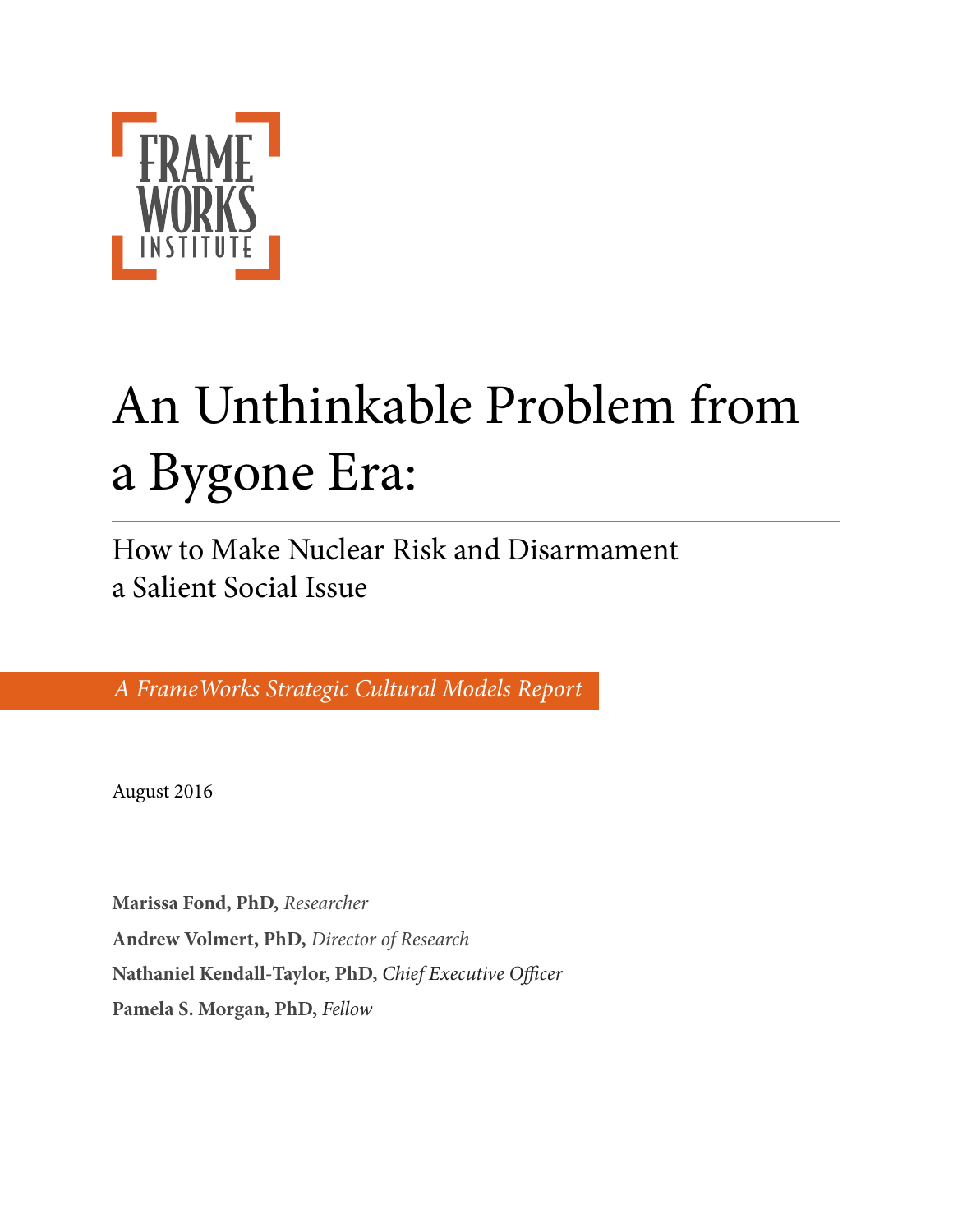FRAME WORKS INSTITUTE

# An Unthinkable Problem from a Bygone Era:

## How to Make Nuclear Risk and Disarmament a Salient Social Issue

*A FrameWorks Strategic Cultural Models Report*

August 2016

**Marissa Fond, PhD,** *Researcher*

**Andrew Volmert, PhD,** *Director of Research*

**Nathaniel Kendall-Taylor, PhD,** *Chief Executive Officer*

**Pamela S. Morgan, PhD,** *Fellow*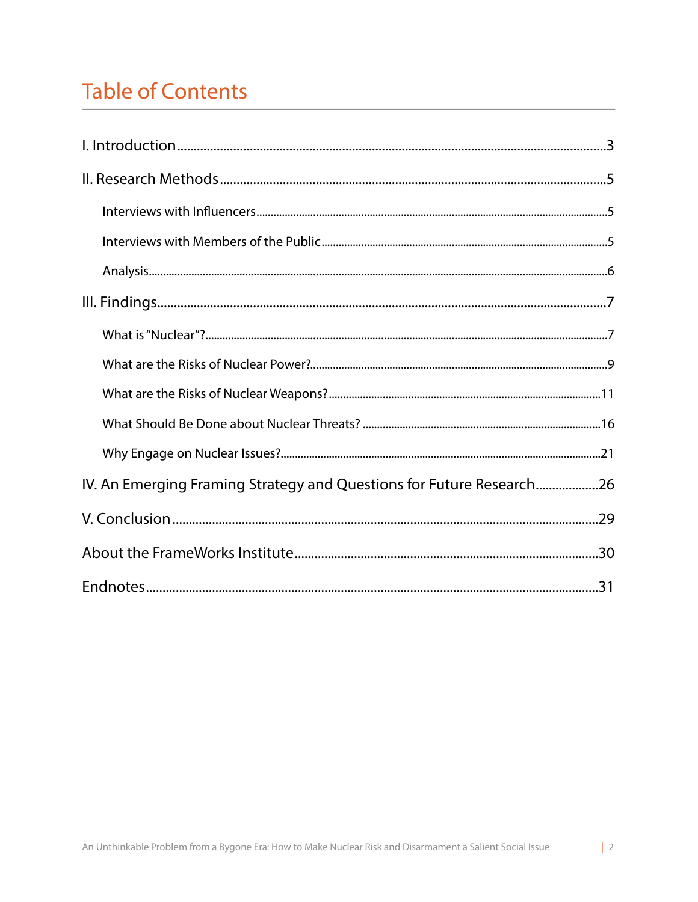# Table of Contents

I. Introduction ........................................................................................................ 3

II. Research Methods ................................................................................................ 5

- Interviews with Influencers ................................................................................ 5
- Interviews with Members of the Public ............................................................. 5
- Analysis ............................................................................................................... 6

III. Findings ............................................................................................................. 7

- What is "Nuclear"? ............................................................................................. 7
- What are the Risks of Nuclear Power? ............................................................... 9
- What are the Risks of Nuclear Weapons? ......................................................... 11
- What Should Be Done about Nuclear Threats? ................................................. 16
- Why Engage on Nuclear Issues? ........................................................................ 21

IV. An Emerging Framing Strategy and Questions for Future Research ................... 26

V. Conclusion ......................................................................................................... 29

About the FrameWorks Institute ............................................................................ 30

Endnotes ................................................................................................................ 31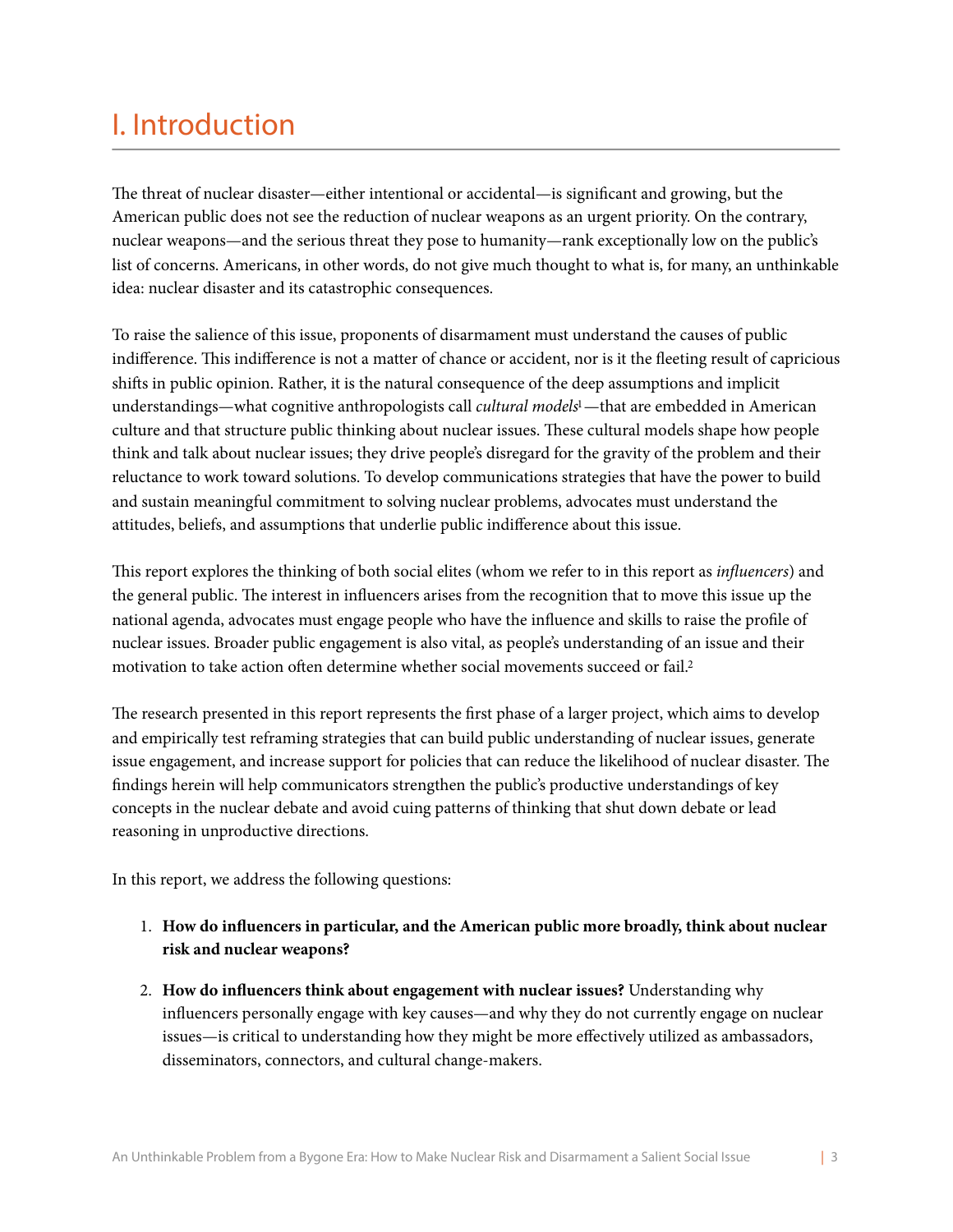# I. Introduction

The threat of nuclear disaster—either intentional or accidental—is significant and growing, but the American public does not see the reduction of nuclear weapons as an urgent priority. On the contrary, nuclear weapons—and the serious threat they pose to humanity—rank exceptionally low on the public's list of concerns. Americans, in other words, do not give much thought to what is, for many, an unthinkable idea: nuclear disaster and its catastrophic consequences.

To raise the salience of this issue, proponents of disarmament must understand the causes of public indifference. This indifference is not a matter of chance or accident, nor is it the fleeting result of capricious shifts in public opinion. Rather, it is the natural consequence of the deep assumptions and implicit understandings—what cognitive anthropologists call *cultural models*[1]—that are embedded in American culture and that structure public thinking about nuclear issues. These cultural models shape how people think and talk about nuclear issues; they drive people's disregard for the gravity of the problem and their reluctance to work toward solutions. To develop communications strategies that have the power to build and sustain meaningful commitment to solving nuclear problems, advocates must understand the attitudes, beliefs, and assumptions that underlie public indifference about this issue.

This report explores the thinking of both social elites (whom we refer to in this report as *influencers*) and the general public. The interest in influencers arises from the recognition that to move this issue up the national agenda, advocates must engage people who have the influence and skills to raise the profile of nuclear issues. Broader public engagement is also vital, as people's understanding of an issue and their motivation to take action often determine whether social movements succeed or fail.[2]

The research presented in this report represents the first phase of a larger project, which aims to develop and empirically test reframing strategies that can build public understanding of nuclear issues, generate issue engagement, and increase support for policies that can reduce the likelihood of nuclear disaster. The findings herein will help communicators strengthen the public's productive understandings of key concepts in the nuclear debate and avoid cuing patterns of thinking that shut down debate or lead reasoning in unproductive directions.

In this report, we address the following questions:

1. **How do influencers in particular, and the American public more broadly, think about nuclear risk and nuclear weapons?**
2. **How do influencers think about engagement with nuclear issues?** Understanding why influencers personally engage with key causes—and why they do not currently engage on nuclear issues—is critical to understanding how they might be more effectively utilized as ambassadors, disseminators, connectors, and cultural change-makers.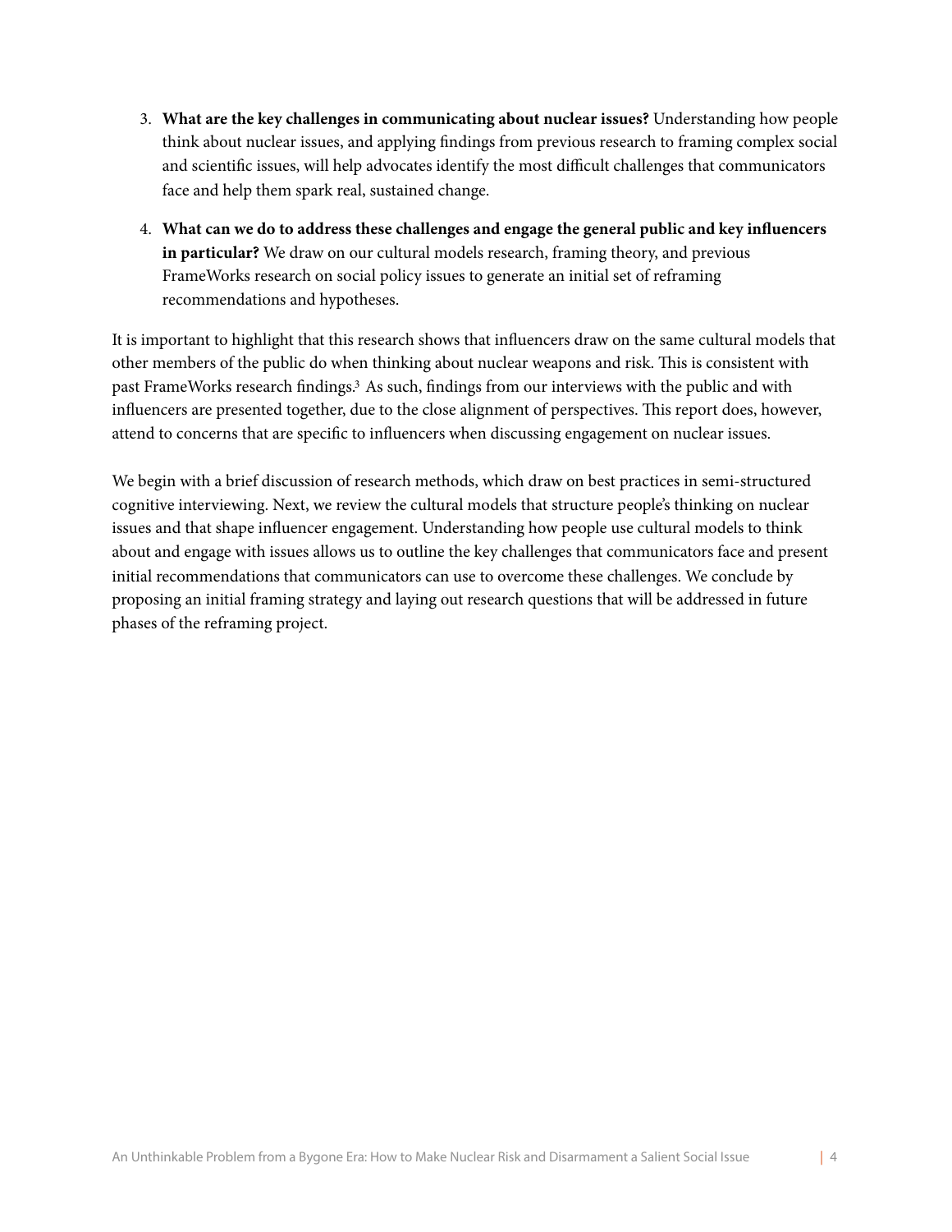3. **What are the key challenges in communicating about nuclear issues?** Understanding how people think about nuclear issues, and applying findings from previous research to framing complex social and scientific issues, will help advocates identify the most difficult challenges that communicators face and help them spark real, sustained change.

4. **What can we do to address these challenges and engage the general public and key influencers in particular?** We draw on our cultural models research, framing theory, and previous FrameWorks research on social policy issues to generate an initial set of reframing recommendations and hypotheses.

It is important to highlight that this research shows that influencers draw on the same cultural models that other members of the public do when thinking about nuclear weapons and risk. This is consistent with past FrameWorks research findings.[3] As such, findings from our interviews with the public and with influencers are presented together, due to the close alignment of perspectives. This report does, however, attend to concerns that are specific to influencers when discussing engagement on nuclear issues.

We begin with a brief discussion of research methods, which draw on best practices in semi-structured cognitive interviewing. Next, we review the cultural models that structure people's thinking on nuclear issues and that shape influencer engagement. Understanding how people use cultural models to think about and engage with issues allows us to outline the key challenges that communicators face and present initial recommendations that communicators can use to overcome these challenges. We conclude by proposing an initial framing strategy and laying out research questions that will be addressed in future phases of the reframing project.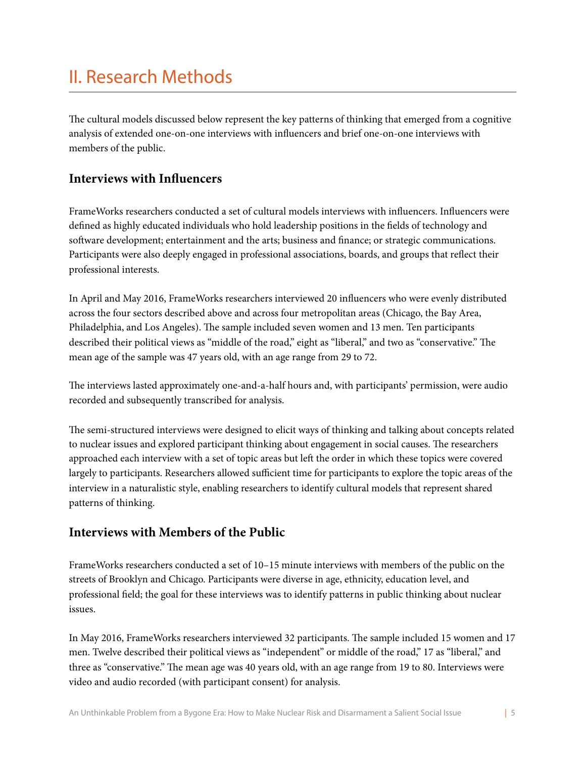# II. Research Methods

The cultural models discussed below represent the key patterns of thinking that emerged from a cognitive analysis of extended one-on-one interviews with influencers and brief one-on-one interviews with members of the public.

## Interviews with Influencers

FrameWorks researchers conducted a set of cultural models interviews with influencers. Influencers were defined as highly educated individuals who hold leadership positions in the fields of technology and software development; entertainment and the arts; business and finance; or strategic communications. Participants were also deeply engaged in professional associations, boards, and groups that reflect their professional interests.

In April and May 2016, FrameWorks researchers interviewed 20 influencers who were evenly distributed across the four sectors described above and across four metropolitan areas (Chicago, the Bay Area, Philadelphia, and Los Angeles). The sample included seven women and 13 men. Ten participants described their political views as "middle of the road," eight as "liberal," and two as "conservative." The mean age of the sample was 47 years old, with an age range from 29 to 72.

The interviews lasted approximately one-and-a-half hours and, with participants' permission, were audio recorded and subsequently transcribed for analysis.

The semi-structured interviews were designed to elicit ways of thinking and talking about concepts related to nuclear issues and explored participant thinking about engagement in social causes. The researchers approached each interview with a set of topic areas but left the order in which these topics were covered largely to participants. Researchers allowed sufficient time for participants to explore the topic areas of the interview in a naturalistic style, enabling researchers to identify cultural models that represent shared patterns of thinking.

## Interviews with Members of the Public

FrameWorks researchers conducted a set of 10–15 minute interviews with members of the public on the streets of Brooklyn and Chicago. Participants were diverse in age, ethnicity, education level, and professional field; the goal for these interviews was to identify patterns in public thinking about nuclear issues.

In May 2016, FrameWorks researchers interviewed 32 participants. The sample included 15 women and 17 men. Twelve described their political views as "independent" or middle of the road," 17 as "liberal," and three as "conservative." The mean age was 40 years old, with an age range from 19 to 80. Interviews were video and audio recorded (with participant consent) for analysis.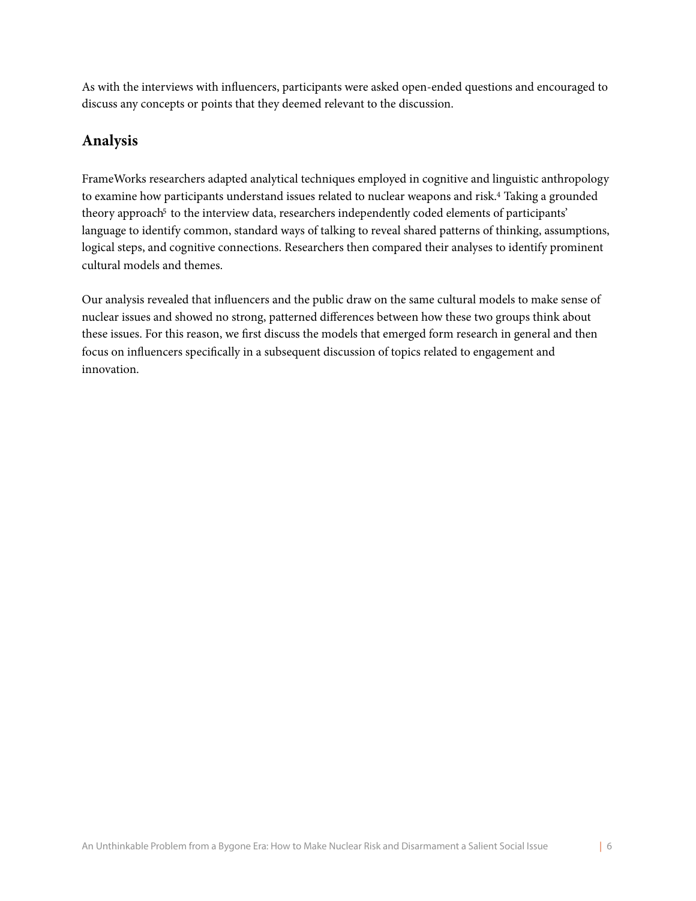As with the interviews with influencers, participants were asked open-ended questions and encouraged to discuss any concepts or points that they deemed relevant to the discussion.

## Analysis

FrameWorks researchers adapted analytical techniques employed in cognitive and linguistic anthropology to examine how participants understand issues related to nuclear weapons and risk.[4] Taking a grounded theory approach[5] to the interview data, researchers independently coded elements of participants' language to identify common, standard ways of talking to reveal shared patterns of thinking, assumptions, logical steps, and cognitive connections. Researchers then compared their analyses to identify prominent cultural models and themes.

Our analysis revealed that influencers and the public draw on the same cultural models to make sense of nuclear issues and showed no strong, patterned differences between how these two groups think about these issues. For this reason, we first discuss the models that emerged form research in general and then focus on influencers specifically in a subsequent discussion of topics related to engagement and innovation.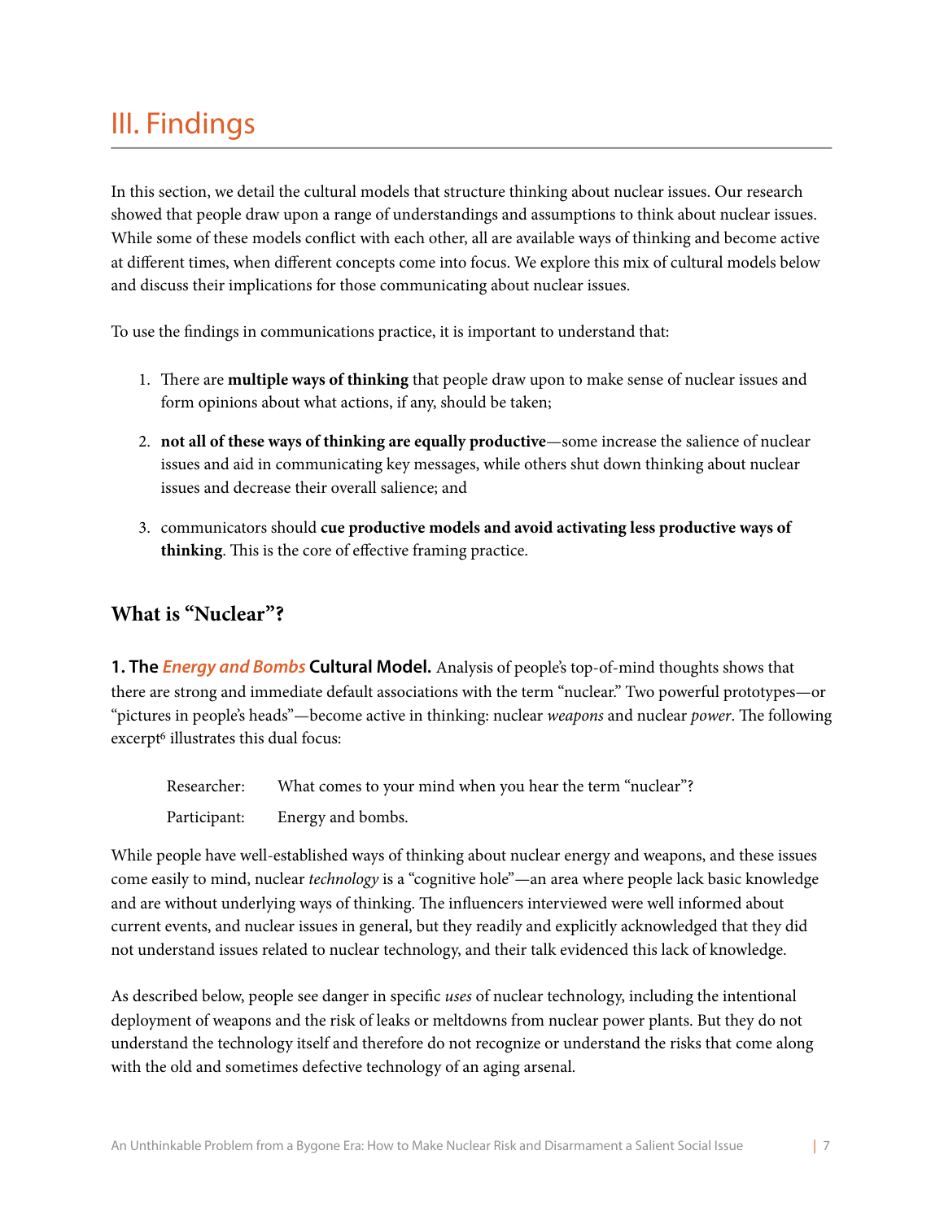# III. Findings

In this section, we detail the cultural models that structure thinking about nuclear issues. Our research showed that people draw upon a range of understandings and assumptions to think about nuclear issues. While some of these models conflict with each other, all are available ways of thinking and become active at different times, when different concepts come into focus. We explore this mix of cultural models below and discuss their implications for those communicating about nuclear issues.

To use the findings in communications practice, it is important to understand that:

1. There are **multiple ways of thinking** that people draw upon to make sense of nuclear issues and form opinions about what actions, if any, should be taken;
2. **not all of these ways of thinking are equally productive**—some increase the salience of nuclear issues and aid in communicating key messages, while others shut down thinking about nuclear issues and decrease their overall salience; and
3. communicators should **cue productive models and avoid activating less productive ways of thinking**. This is the core of effective framing practice.

## What is "Nuclear"?

**1. The *Energy and Bombs* Cultural Model.** Analysis of people's top-of-mind thoughts shows that there are strong and immediate default associations with the term "nuclear." Two powerful prototypes—or "pictures in people's heads"—become active in thinking: nuclear *weapons* and nuclear *power*. The following excerpt[6] illustrates this dual focus:

> Researcher: What comes to your mind when you hear the term "nuclear"?
>
> Participant: Energy and bombs.

While people have well-established ways of thinking about nuclear energy and weapons, and these issues come easily to mind, nuclear *technology* is a "cognitive hole"—an area where people lack basic knowledge and are without underlying ways of thinking. The influencers interviewed were well informed about current events, and nuclear issues in general, but they readily and explicitly acknowledged that they did not understand issues related to nuclear technology, and their talk evidenced this lack of knowledge.

As described below, people see danger in specific *uses* of nuclear technology, including the intentional deployment of weapons and the risk of leaks or meltdowns from nuclear power plants. But they do not understand the technology itself and therefore do not recognize or understand the risks that come along with the old and sometimes defective technology of an aging arsenal.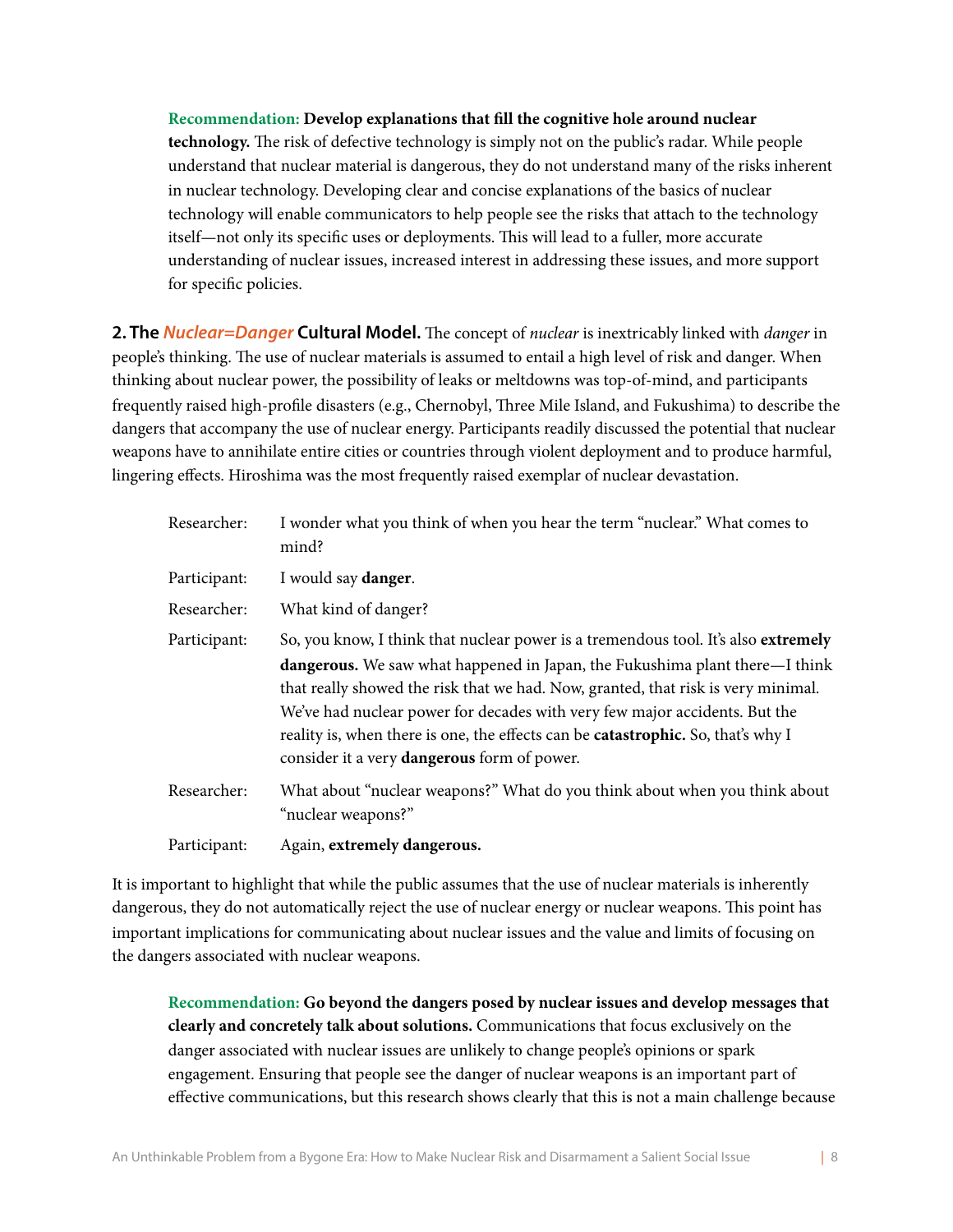**Recommendation: Develop explanations that fill the cognitive hole around nuclear technology.** The risk of defective technology is simply not on the public's radar. While people understand that nuclear material is dangerous, they do not understand many of the risks inherent in nuclear technology. Developing clear and concise explanations of the basics of nuclear technology will enable communicators to help people see the risks that attach to the technology itself—not only its specific uses or deployments. This will lead to a fuller, more accurate understanding of nuclear issues, increased interest in addressing these issues, and more support for specific policies.

**2. The *Nuclear=Danger* Cultural Model.** The concept of *nuclear* is inextricably linked with *danger* in people's thinking. The use of nuclear materials is assumed to entail a high level of risk and danger. When thinking about nuclear power, the possibility of leaks or meltdowns was top-of-mind, and participants frequently raised high-profile disasters (e.g., Chernobyl, Three Mile Island, and Fukushima) to describe the dangers that accompany the use of nuclear energy. Participants readily discussed the potential that nuclear weapons have to annihilate entire cities or countries through violent deployment and to produce harmful, lingering effects. Hiroshima was the most frequently raised exemplar of nuclear devastation.

| | |
|---|---|
| Researcher: | I wonder what you think of when you hear the term "nuclear." What comes to mind? |
| Participant: | I would say **danger**. |
| Researcher: | What kind of danger? |
| Participant: | So, you know, I think that nuclear power is a tremendous tool. It's also **extremely dangerous.** We saw what happened in Japan, the Fukushima plant there—I think that really showed the risk that we had. Now, granted, that risk is very minimal. We've had nuclear power for decades with very few major accidents. But the reality is, when there is one, the effects can be **catastrophic.** So, that's why I consider it a very **dangerous** form of power. |
| Researcher: | What about "nuclear weapons?" What do you think about when you think about "nuclear weapons?" |
| Participant: | Again, **extremely dangerous.** |

It is important to highlight that while the public assumes that the use of nuclear materials is inherently dangerous, they do not automatically reject the use of nuclear energy or nuclear weapons. This point has important implications for communicating about nuclear issues and the value and limits of focusing on the dangers associated with nuclear weapons.

**Recommendation: Go beyond the dangers posed by nuclear issues and develop messages that clearly and concretely talk about solutions.** Communications that focus exclusively on the danger associated with nuclear issues are unlikely to change people's opinions or spark engagement. Ensuring that people see the danger of nuclear weapons is an important part of effective communications, but this research shows clearly that this is not a main challenge because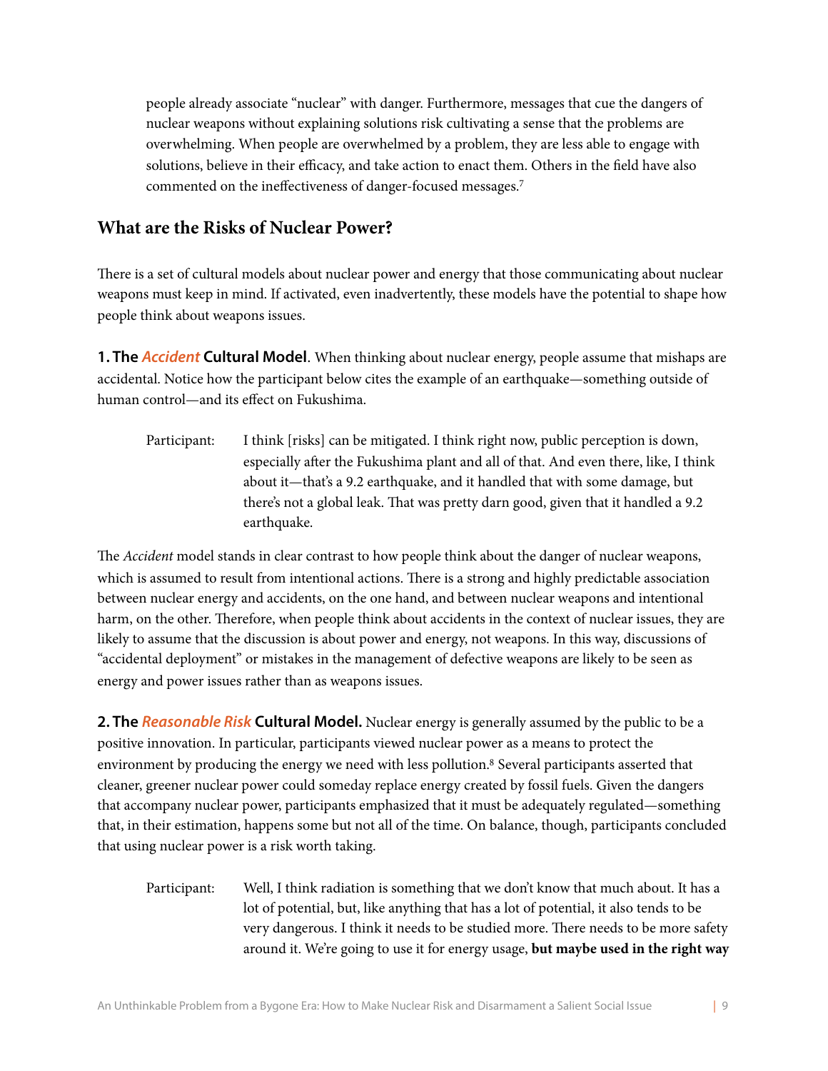people already associate "nuclear" with danger. Furthermore, messages that cue the dangers of nuclear weapons without explaining solutions risk cultivating a sense that the problems are overwhelming. When people are overwhelmed by a problem, they are less able to engage with solutions, believe in their efficacy, and take action to enact them. Others in the field have also commented on the ineffectiveness of danger-focused messages.[7]

## What are the Risks of Nuclear Power?

There is a set of cultural models about nuclear power and energy that those communicating about nuclear weapons must keep in mind. If activated, even inadvertently, these models have the potential to shape how people think about weapons issues.

**1. The *Accident* Cultural Model**. When thinking about nuclear energy, people assume that mishaps are accidental. Notice how the participant below cites the example of an earthquake—something outside of human control—and its effect on Fukushima.

> Participant: I think [risks] can be mitigated. I think right now, public perception is down, especially after the Fukushima plant and all of that. And even there, like, I think about it—that's a 9.2 earthquake, and it handled that with some damage, but there's not a global leak. That was pretty darn good, given that it handled a 9.2 earthquake.

The *Accident* model stands in clear contrast to how people think about the danger of nuclear weapons, which is assumed to result from intentional actions. There is a strong and highly predictable association between nuclear energy and accidents, on the one hand, and between nuclear weapons and intentional harm, on the other. Therefore, when people think about accidents in the context of nuclear issues, they are likely to assume that the discussion is about power and energy, not weapons. In this way, discussions of "accidental deployment" or mistakes in the management of defective weapons are likely to be seen as energy and power issues rather than as weapons issues.

**2. The *Reasonable Risk* Cultural Model.** Nuclear energy is generally assumed by the public to be a positive innovation. In particular, participants viewed nuclear power as a means to protect the environment by producing the energy we need with less pollution.[8] Several participants asserted that cleaner, greener nuclear power could someday replace energy created by fossil fuels. Given the dangers that accompany nuclear power, participants emphasized that it must be adequately regulated—something that, in their estimation, happens some but not all of the time. On balance, though, participants concluded that using nuclear power is a risk worth taking.

> Participant: Well, I think radiation is something that we don't know that much about. It has a lot of potential, but, like anything that has a lot of potential, it also tends to be very dangerous. I think it needs to be studied more. There needs to be more safety around it. We're going to use it for energy usage, **but maybe used in the right way**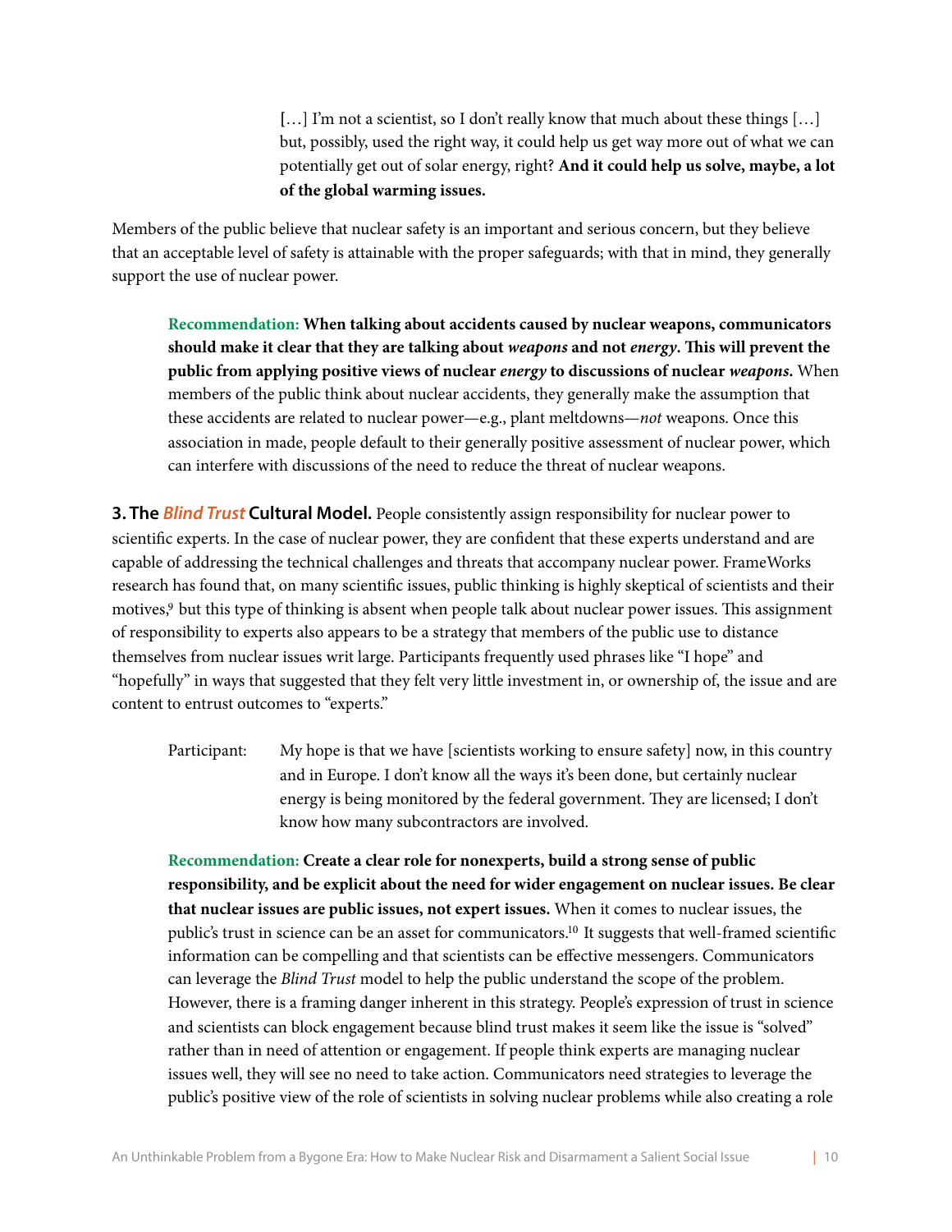> […] I'm not a scientist, so I don't really know that much about these things […] but, possibly, used the right way, it could help us get way more out of what we can potentially get out of solar energy, right? **And it could help us solve, maybe, a lot of the global warming issues.**

Members of the public believe that nuclear safety is an important and serious concern, but they believe that an acceptable level of safety is attainable with the proper safeguards; with that in mind, they generally support the use of nuclear power.

> **Recommendation: When talking about accidents caused by nuclear weapons, communicators should make it clear that they are talking about *weapons* and not *energy*. This will prevent the public from applying positive views of nuclear *energy* to discussions of nuclear *weapons*.** When members of the public think about nuclear accidents, they generally make the assumption that these accidents are related to nuclear power—e.g., plant meltdowns—*not* weapons. Once this association in made, people default to their generally positive assessment of nuclear power, which can interfere with discussions of the need to reduce the threat of nuclear weapons.

**3. The *Blind Trust* Cultural Model.** People consistently assign responsibility for nuclear power to scientific experts. In the case of nuclear power, they are confident that these experts understand and are capable of addressing the technical challenges and threats that accompany nuclear power. FrameWorks research has found that, on many scientific issues, public thinking is highly skeptical of scientists and their motives,[9] but this type of thinking is absent when people talk about nuclear power issues. This assignment of responsibility to experts also appears to be a strategy that members of the public use to distance themselves from nuclear issues writ large. Participants frequently used phrases like "I hope" and "hopefully" in ways that suggested that they felt very little investment in, or ownership of, the issue and are content to entrust outcomes to "experts."

> Participant: My hope is that we have [scientists working to ensure safety] now, in this country and in Europe. I don't know all the ways it's been done, but certainly nuclear energy is being monitored by the federal government. They are licensed; I don't know how many subcontractors are involved.

> **Recommendation: Create a clear role for nonexperts, build a strong sense of public responsibility, and be explicit about the need for wider engagement on nuclear issues. Be clear that nuclear issues are public issues, not expert issues.** When it comes to nuclear issues, the public's trust in science can be an asset for communicators.[10] It suggests that well-framed scientific information can be compelling and that scientists can be effective messengers. Communicators can leverage the *Blind Trust* model to help the public understand the scope of the problem. However, there is a framing danger inherent in this strategy. People's expression of trust in science and scientists can block engagement because blind trust makes it seem like the issue is "solved" rather than in need of attention or engagement. If people think experts are managing nuclear issues well, they will see no need to take action. Communicators need strategies to leverage the public's positive view of the role of scientists in solving nuclear problems while also creating a role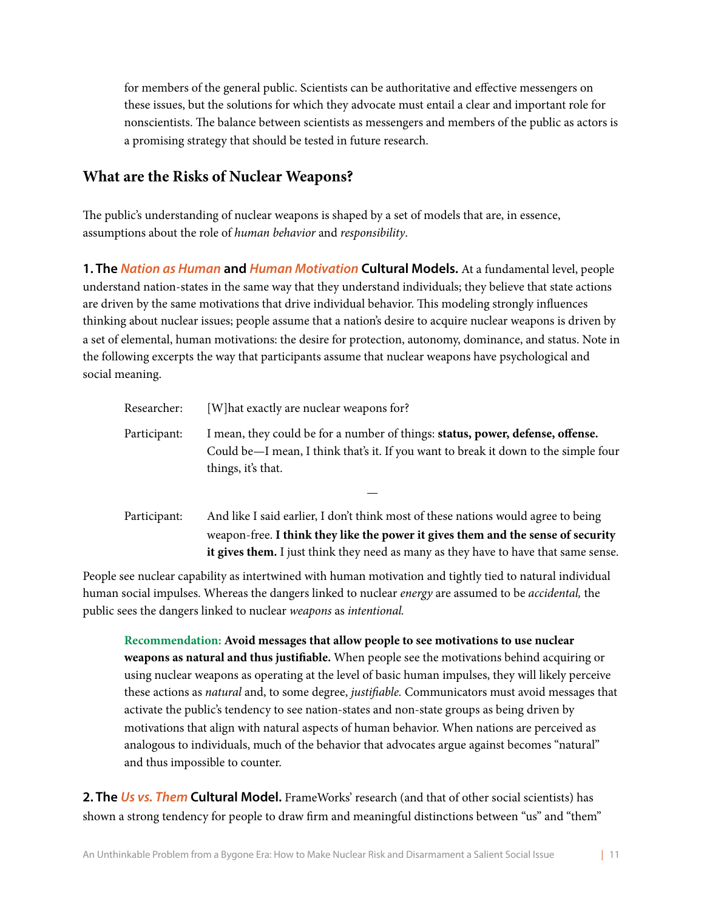for members of the general public. Scientists can be authoritative and effective messengers on these issues, but the solutions for which they advocate must entail a clear and important role for nonscientists. The balance between scientists as messengers and members of the public as actors is a promising strategy that should be tested in future research.

## What are the Risks of Nuclear Weapons?

The public's understanding of nuclear weapons is shaped by a set of models that are, in essence, assumptions about the role of *human behavior* and *responsibility*.

**1. The *Nation as Human* and *Human Motivation* Cultural Models.** At a fundamental level, people understand nation-states in the same way that they understand individuals; they believe that state actions are driven by the same motivations that drive individual behavior. This modeling strongly influences thinking about nuclear issues; people assume that a nation's desire to acquire nuclear weapons is driven by a set of elemental, human motivations: the desire for protection, autonomy, dominance, and status. Note in the following excerpts the way that participants assume that nuclear weapons have psychological and social meaning.

> Researcher: [W]hat exactly are nuclear weapons for?
>
> Participant: I mean, they could be for a number of things: **status, power, defense, offense.** Could be—I mean, I think that's it. If you want to break it down to the simple four things, it's that.
>
> —
>
> Participant: And like I said earlier, I don't think most of these nations would agree to being weapon-free. **I think they like the power it gives them and the sense of security it gives them.** I just think they need as many as they have to have that same sense.

People see nuclear capability as intertwined with human motivation and tightly tied to natural individual human social impulses. Whereas the dangers linked to nuclear *energy* are assumed to be *accidental,* the public sees the dangers linked to nuclear *weapons* as *intentional.*

> **Recommendation: Avoid messages that allow people to see motivations to use nuclear weapons as natural and thus justifiable.** When people see the motivations behind acquiring or using nuclear weapons as operating at the level of basic human impulses, they will likely perceive these actions as *natural* and, to some degree, *justifiable.* Communicators must avoid messages that activate the public's tendency to see nation-states and non-state groups as being driven by motivations that align with natural aspects of human behavior. When nations are perceived as analogous to individuals, much of the behavior that advocates argue against becomes "natural" and thus impossible to counter.

**2. The *Us vs. Them* Cultural Model.** FrameWorks' research (and that of other social scientists) has shown a strong tendency for people to draw firm and meaningful distinctions between "us" and "them"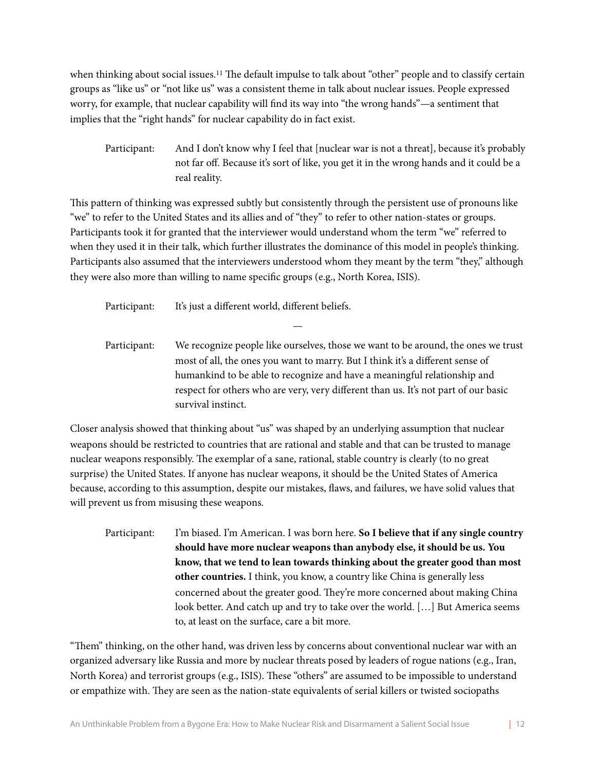when thinking about social issues.[11] The default impulse to talk about "other" people and to classify certain groups as "like us" or "not like us" was a consistent theme in talk about nuclear issues. People expressed worry, for example, that nuclear capability will find its way into "the wrong hands"—a sentiment that implies that the "right hands" for nuclear capability do in fact exist.

> Participant: And I don't know why I feel that [nuclear war is not a threat], because it's probably not far off. Because it's sort of like, you get it in the wrong hands and it could be a real reality.

This pattern of thinking was expressed subtly but consistently through the persistent use of pronouns like "we" to refer to the United States and its allies and of "they" to refer to other nation-states or groups. Participants took it for granted that the interviewer would understand whom the term "we" referred to when they used it in their talk, which further illustrates the dominance of this model in people's thinking. Participants also assumed that the interviewers understood whom they meant by the term "they," although they were also more than willing to name specific groups (e.g., North Korea, ISIS).

> Participant: It's just a different world, different beliefs.
>
> —
>
> Participant: We recognize people like ourselves, those we want to be around, the ones we trust most of all, the ones you want to marry. But I think it's a different sense of humankind to be able to recognize and have a meaningful relationship and respect for others who are very, very different than us. It's not part of our basic survival instinct.

Closer analysis showed that thinking about "us" was shaped by an underlying assumption that nuclear weapons should be restricted to countries that are rational and stable and that can be trusted to manage nuclear weapons responsibly. The exemplar of a sane, rational, stable country is clearly (to no great surprise) the United States. If anyone has nuclear weapons, it should be the United States of America because, according to this assumption, despite our mistakes, flaws, and failures, we have solid values that will prevent us from misusing these weapons.

> Participant: I'm biased. I'm American. I was born here. **So I believe that if any single country should have more nuclear weapons than anybody else, it should be us. You know, that we tend to lean towards thinking about the greater good than most other countries.** I think, you know, a country like China is generally less concerned about the greater good. They're more concerned about making China look better. And catch up and try to take over the world. […] But America seems to, at least on the surface, care a bit more.

"Them" thinking, on the other hand, was driven less by concerns about conventional nuclear war with an organized adversary like Russia and more by nuclear threats posed by leaders of rogue nations (e.g., Iran, North Korea) and terrorist groups (e.g., ISIS). These "others" are assumed to be impossible to understand or empathize with. They are seen as the nation-state equivalents of serial killers or twisted sociopaths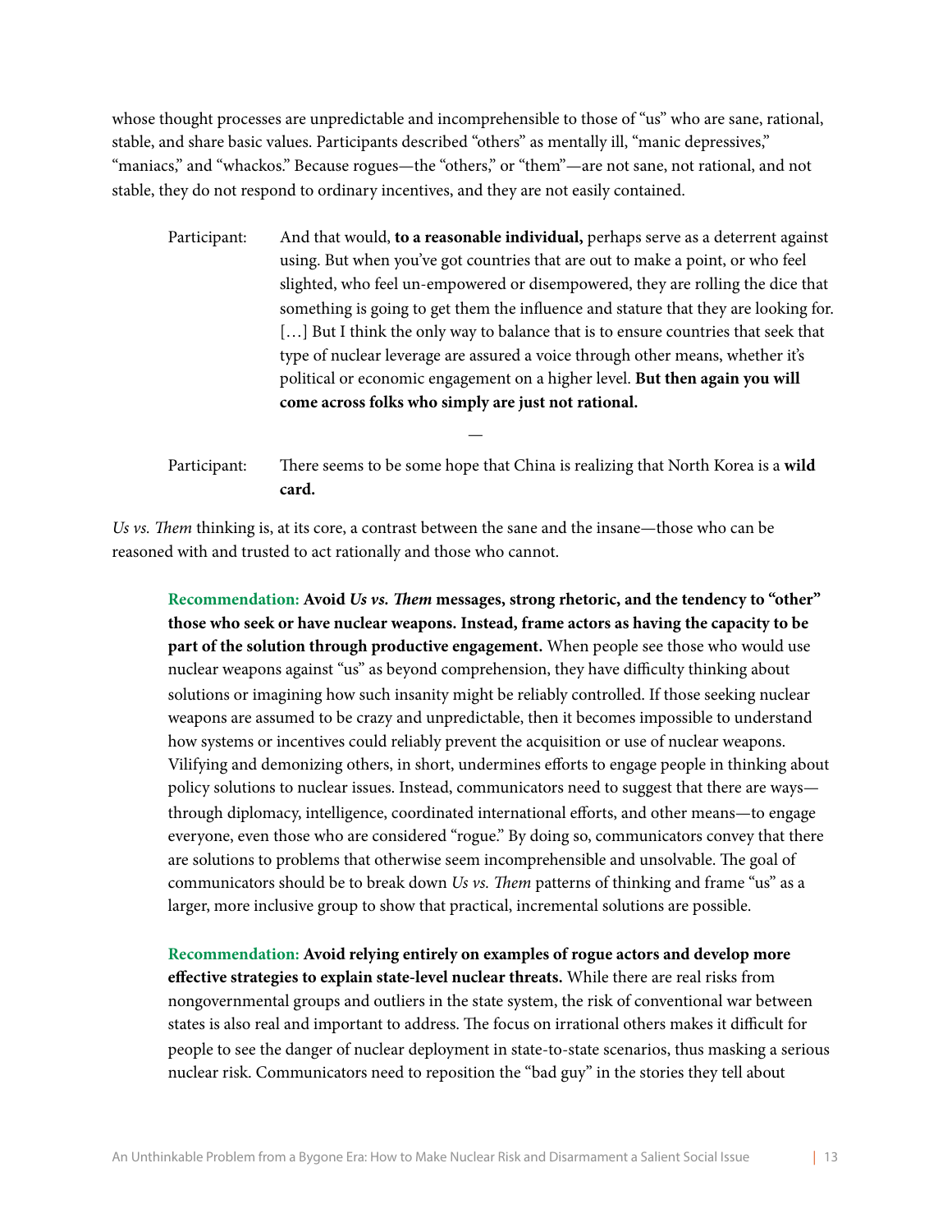whose thought processes are unpredictable and incomprehensible to those of "us" who are sane, rational, stable, and share basic values. Participants described "others" as mentally ill, "manic depressives," "maniacs," and "whackos." Because rogues—the "others," or "them"—are not sane, not rational, and not stable, they do not respond to ordinary incentives, and they are not easily contained.

> Participant: And that would, **to a reasonable individual,** perhaps serve as a deterrent against using. But when you've got countries that are out to make a point, or who feel slighted, who feel un-empowered or disempowered, they are rolling the dice that something is going to get them the influence and stature that they are looking for. […] But I think the only way to balance that is to ensure countries that seek that type of nuclear leverage are assured a voice through other means, whether it's political or economic engagement on a higher level. **But then again you will come across folks who simply are just not rational.**
>
> —
>
> Participant: There seems to be some hope that China is realizing that North Korea is a **wild card.**

*Us vs. Them* thinking is, at its core, a contrast between the sane and the insane—those who can be reasoned with and trusted to act rationally and those who cannot.

> **Recommendation: Avoid *Us vs. Them* messages, strong rhetoric, and the tendency to "other" those who seek or have nuclear weapons. Instead, frame actors as having the capacity to be part of the solution through productive engagement.** When people see those who would use nuclear weapons against "us" as beyond comprehension, they have difficulty thinking about solutions or imagining how such insanity might be reliably controlled. If those seeking nuclear weapons are assumed to be crazy and unpredictable, then it becomes impossible to understand how systems or incentives could reliably prevent the acquisition or use of nuclear weapons. Vilifying and demonizing others, in short, undermines efforts to engage people in thinking about policy solutions to nuclear issues. Instead, communicators need to suggest that there are ways—through diplomacy, intelligence, coordinated international efforts, and other means—to engage everyone, even those who are considered "rogue." By doing so, communicators convey that there are solutions to problems that otherwise seem incomprehensible and unsolvable. The goal of communicators should be to break down *Us vs. Them* patterns of thinking and frame "us" as a larger, more inclusive group to show that practical, incremental solutions are possible.
>
> **Recommendation: Avoid relying entirely on examples of rogue actors and develop more effective strategies to explain state-level nuclear threats.** While there are real risks from nongovernmental groups and outliers in the state system, the risk of conventional war between states is also real and important to address. The focus on irrational others makes it difficult for people to see the danger of nuclear deployment in state-to-state scenarios, thus masking a serious nuclear risk. Communicators need to reposition the "bad guy" in the stories they tell about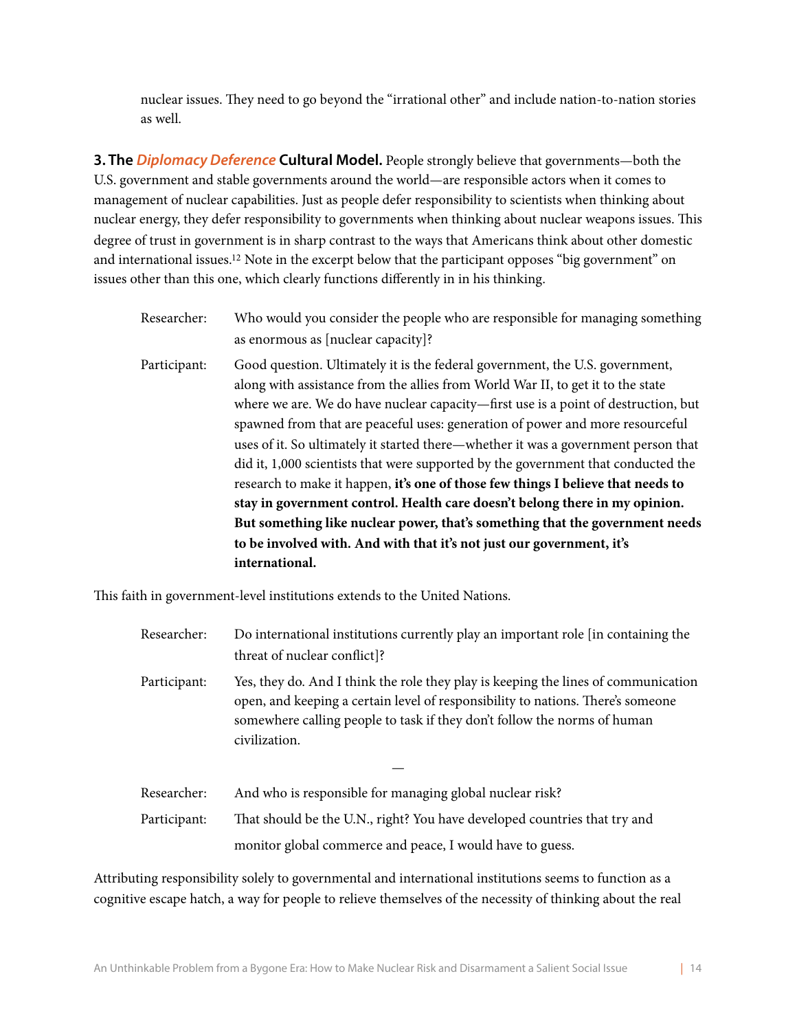nuclear issues. They need to go beyond the "irrational other" and include nation-to-nation stories as well.

**3. The *Diplomacy Deference* Cultural Model.** People strongly believe that governments—both the U.S. government and stable governments around the world—are responsible actors when it comes to management of nuclear capabilities. Just as people defer responsibility to scientists when thinking about nuclear energy, they defer responsibility to governments when thinking about nuclear weapons issues. This degree of trust in government is in sharp contrast to the ways that Americans think about other domestic and international issues.[12] Note in the excerpt below that the participant opposes "big government" on issues other than this one, which clearly functions differently in in his thinking.

> Researcher: Who would you consider the people who are responsible for managing something as enormous as [nuclear capacity]?
>
> Participant: Good question. Ultimately it is the federal government, the U.S. government, along with assistance from the allies from World War II, to get it to the state where we are. We do have nuclear capacity—first use is a point of destruction, but spawned from that are peaceful uses: generation of power and more resourceful uses of it. So ultimately it started there—whether it was a government person that did it, 1,000 scientists that were supported by the government that conducted the research to make it happen, **it's one of those few things I believe that needs to stay in government control. Health care doesn't belong there in my opinion. But something like nuclear power, that's something that the government needs to be involved with. And with that it's not just our government, it's international.**

This faith in government-level institutions extends to the United Nations.

> Researcher: Do international institutions currently play an important role [in containing the threat of nuclear conflict]?
>
> Participant: Yes, they do. And I think the role they play is keeping the lines of communication open, and keeping a certain level of responsibility to nations. There's someone somewhere calling people to task if they don't follow the norms of human civilization.
>
> —
>
> Researcher: And who is responsible for managing global nuclear risk?
>
> Participant: That should be the U.N., right? You have developed countries that try and monitor global commerce and peace, I would have to guess.

Attributing responsibility solely to governmental and international institutions seems to function as a cognitive escape hatch, a way for people to relieve themselves of the necessity of thinking about the real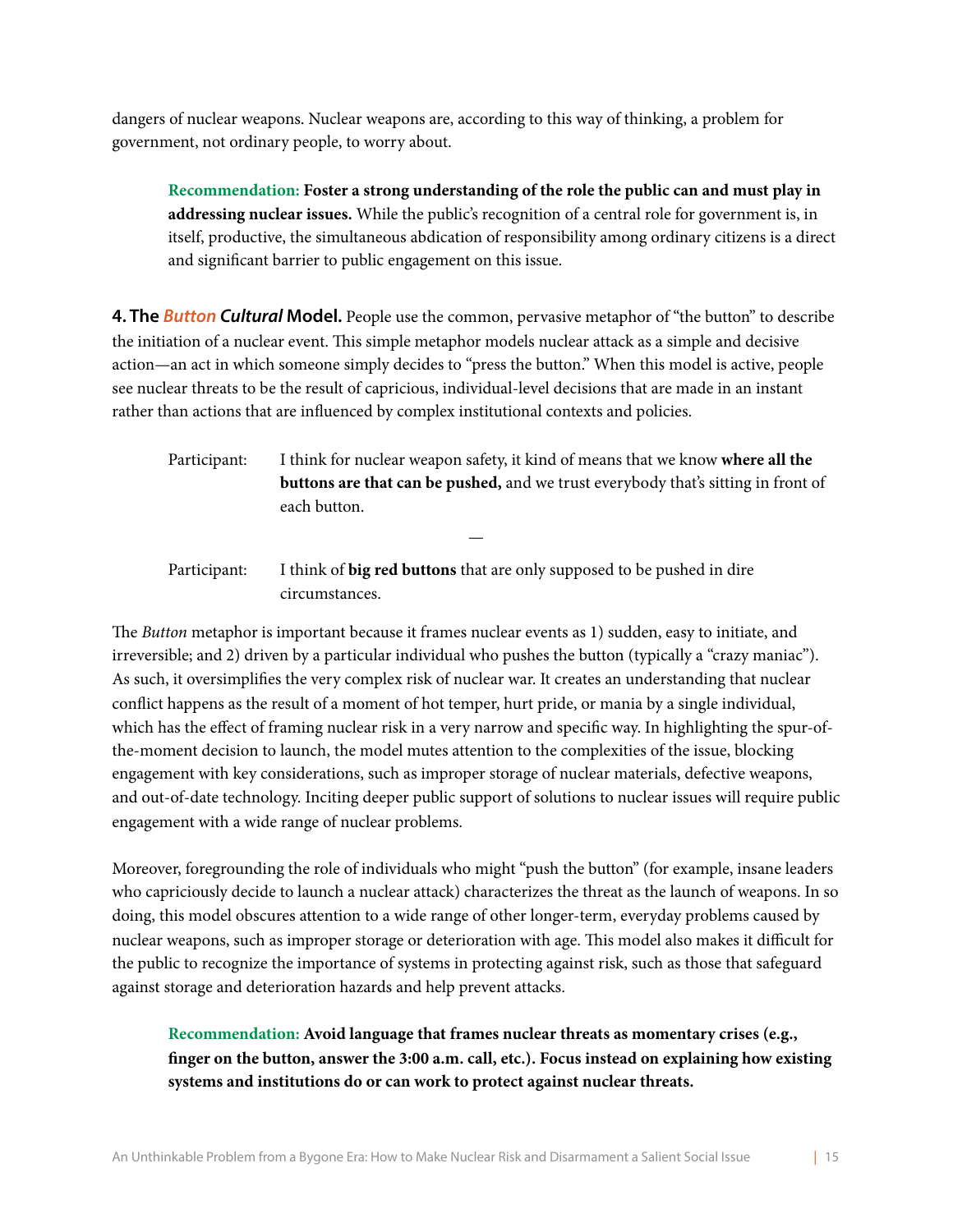dangers of nuclear weapons. Nuclear weapons are, according to this way of thinking, a problem for government, not ordinary people, to worry about.

> **Recommendation: Foster a strong understanding of the role the public can and must play in addressing nuclear issues.** While the public's recognition of a central role for government is, in itself, productive, the simultaneous abdication of responsibility among ordinary citizens is a direct and significant barrier to public engagement on this issue.

**4. The *Button Cultural* Model.** People use the common, pervasive metaphor of "the button" to describe the initiation of a nuclear event. This simple metaphor models nuclear attack as a simple and decisive action—an act in which someone simply decides to "press the button." When this model is active, people see nuclear threats to be the result of capricious, individual-level decisions that are made in an instant rather than actions that are influenced by complex institutional contexts and policies.

> Participant: I think for nuclear weapon safety, it kind of means that we know **where all the buttons are that can be pushed,** and we trust everybody that's sitting in front of each button.
>
> —
>
> Participant: I think of **big red buttons** that are only supposed to be pushed in dire circumstances.

The *Button* metaphor is important because it frames nuclear events as 1) sudden, easy to initiate, and irreversible; and 2) driven by a particular individual who pushes the button (typically a "crazy maniac"). As such, it oversimplifies the very complex risk of nuclear war. It creates an understanding that nuclear conflict happens as the result of a moment of hot temper, hurt pride, or mania by a single individual, which has the effect of framing nuclear risk in a very narrow and specific way. In highlighting the spur-of-the-moment decision to launch, the model mutes attention to the complexities of the issue, blocking engagement with key considerations, such as improper storage of nuclear materials, defective weapons, and out-of-date technology. Inciting deeper public support of solutions to nuclear issues will require public engagement with a wide range of nuclear problems.

Moreover, foregrounding the role of individuals who might "push the button" (for example, insane leaders who capriciously decide to launch a nuclear attack) characterizes the threat as the launch of weapons. In so doing, this model obscures attention to a wide range of other longer-term, everyday problems caused by nuclear weapons, such as improper storage or deterioration with age. This model also makes it difficult for the public to recognize the importance of systems in protecting against risk, such as those that safeguard against storage and deterioration hazards and help prevent attacks.

> **Recommendation: Avoid language that frames nuclear threats as momentary crises (e.g., finger on the button, answer the 3:00 a.m. call, etc.). Focus instead on explaining how existing systems and institutions do or can work to protect against nuclear threats.**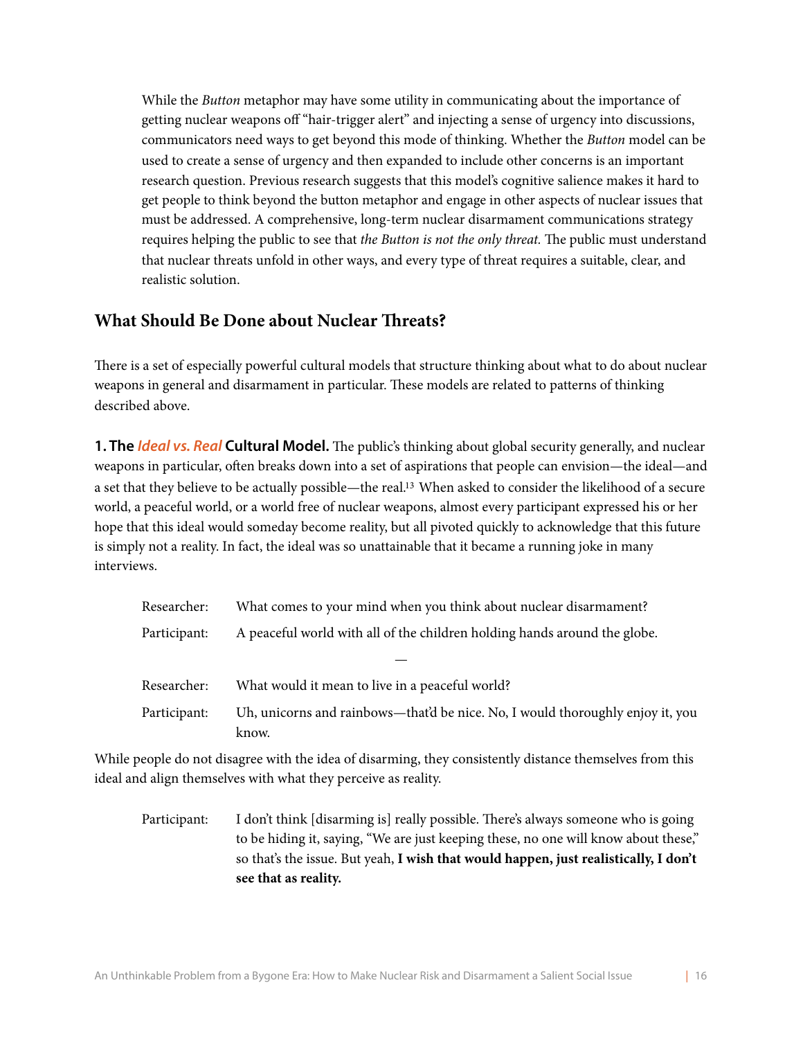While the *Button* metaphor may have some utility in communicating about the importance of getting nuclear weapons off "hair-trigger alert" and injecting a sense of urgency into discussions, communicators need ways to get beyond this mode of thinking. Whether the *Button* model can be used to create a sense of urgency and then expanded to include other concerns is an important research question. Previous research suggests that this model's cognitive salience makes it hard to get people to think beyond the button metaphor and engage in other aspects of nuclear issues that must be addressed. A comprehensive, long-term nuclear disarmament communications strategy requires helping the public to see that *the Button is not the only threat.* The public must understand that nuclear threats unfold in other ways, and every type of threat requires a suitable, clear, and realistic solution.

## What Should Be Done about Nuclear Threats?

There is a set of especially powerful cultural models that structure thinking about what to do about nuclear weapons in general and disarmament in particular. These models are related to patterns of thinking described above.

**1. The *Ideal vs. Real* Cultural Model.** The public's thinking about global security generally, and nuclear weapons in particular, often breaks down into a set of aspirations that people can envision—the ideal—and a set that they believe to be actually possible—the real.[13] When asked to consider the likelihood of a secure world, a peaceful world, or a world free of nuclear weapons, almost every participant expressed his or her hope that this ideal would someday become reality, but all pivoted quickly to acknowledge that this future is simply not a reality. In fact, the ideal was so unattainable that it became a running joke in many interviews.

> Researcher: What comes to your mind when you think about nuclear disarmament?
>
> Participant: A peaceful world with all of the children holding hands around the globe.
>
> —
>
> Researcher: What would it mean to live in a peaceful world?
>
> Participant: Uh, unicorns and rainbows—that'd be nice. No, I would thoroughly enjoy it, you know.

While people do not disagree with the idea of disarming, they consistently distance themselves from this ideal and align themselves with what they perceive as reality.

> Participant: I don't think [disarming is] really possible. There's always someone who is going to be hiding it, saying, "We are just keeping these, no one will know about these," so that's the issue. But yeah, **I wish that would happen, just realistically, I don't see that as reality.**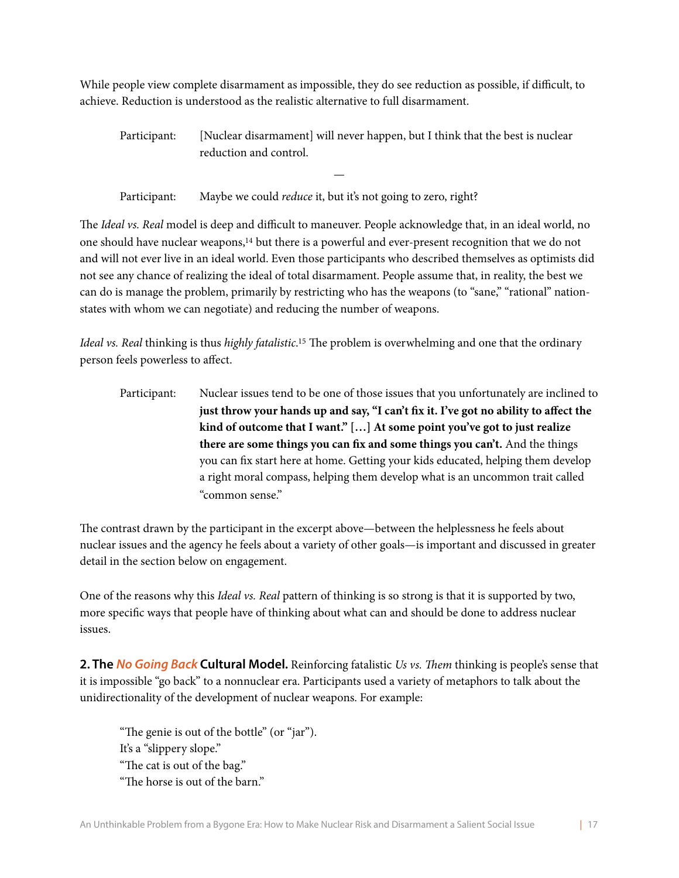While people view complete disarmament as impossible, they do see reduction as possible, if difficult, to achieve. Reduction is understood as the realistic alternative to full disarmament.

> Participant: [Nuclear disarmament] will never happen, but I think that the best is nuclear reduction and control.
>
> —
>
> Participant: Maybe we could *reduce* it, but it's not going to zero, right?

The *Ideal vs. Real* model is deep and difficult to maneuver. People acknowledge that, in an ideal world, no one should have nuclear weapons,[14] but there is a powerful and ever-present recognition that we do not and will not ever live in an ideal world. Even those participants who described themselves as optimists did not see any chance of realizing the ideal of total disarmament. People assume that, in reality, the best we can do is manage the problem, primarily by restricting who has the weapons (to "sane," "rational" nation-states with whom we can negotiate) and reducing the number of weapons.

*Ideal vs. Real* thinking is thus *highly fatalistic*.[15] The problem is overwhelming and one that the ordinary person feels powerless to affect.

> Participant: Nuclear issues tend to be one of those issues that you unfortunately are inclined to **just throw your hands up and say, "I can't fix it. I've got no ability to affect the kind of outcome that I want." […] At some point you've got to just realize there are some things you can fix and some things you can't.** And the things you can fix start here at home. Getting your kids educated, helping them develop a right moral compass, helping them develop what is an uncommon trait called "common sense."

The contrast drawn by the participant in the excerpt above—between the helplessness he feels about nuclear issues and the agency he feels about a variety of other goals—is important and discussed in greater detail in the section below on engagement.

One of the reasons why this *Ideal vs. Real* pattern of thinking is so strong is that it is supported by two, more specific ways that people have of thinking about what can and should be done to address nuclear issues.

**2. The *No Going Back* Cultural Model.** Reinforcing fatalistic *Us vs. Them* thinking is people's sense that it is impossible "go back" to a nonnuclear era. Participants used a variety of metaphors to talk about the unidirectionality of the development of nuclear weapons. For example:

"The genie is out of the bottle" (or "jar").
It's a "slippery slope."
"The cat is out of the bag."
"The horse is out of the barn."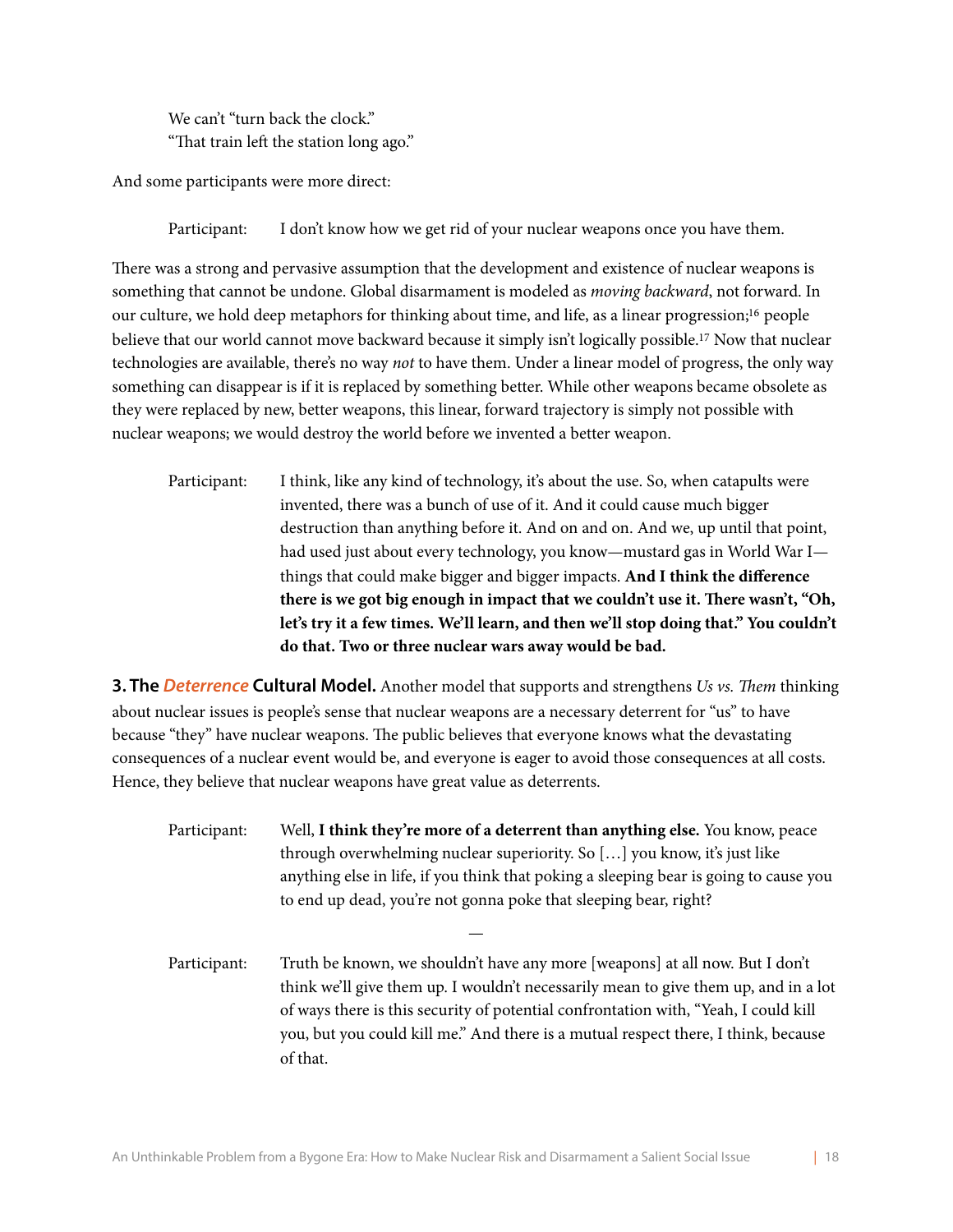We can't "turn back the clock."
"That train left the station long ago."

And some participants were more direct:

Participant: I don't know how we get rid of your nuclear weapons once you have them.

There was a strong and pervasive assumption that the development and existence of nuclear weapons is something that cannot be undone. Global disarmament is modeled as *moving backward*, not forward. In our culture, we hold deep metaphors for thinking about time, and life, as a linear progression;[16] people believe that our world cannot move backward because it simply isn't logically possible.[17] Now that nuclear technologies are available, there's no way *not* to have them. Under a linear model of progress, the only way something can disappear is if it is replaced by something better. While other weapons became obsolete as they were replaced by new, better weapons, this linear, forward trajectory is simply not possible with nuclear weapons; we would destroy the world before we invented a better weapon.

Participant: I think, like any kind of technology, it's about the use. So, when catapults were invented, there was a bunch of use of it. And it could cause much bigger destruction than anything before it. And on and on. And we, up until that point, had used just about every technology, you know—mustard gas in World War I—things that could make bigger and bigger impacts. **And I think the difference there is we got big enough in impact that we couldn't use it. There wasn't, "Oh, let's try it a few times. We'll learn, and then we'll stop doing that." You couldn't do that. Two or three nuclear wars away would be bad.**

**3. The *Deterrence* Cultural Model.** Another model that supports and strengthens *Us vs. Them* thinking about nuclear issues is people's sense that nuclear weapons are a necessary deterrent for "us" to have because "they" have nuclear weapons. The public believes that everyone knows what the devastating consequences of a nuclear event would be, and everyone is eager to avoid those consequences at all costs. Hence, they believe that nuclear weapons have great value as deterrents.

Participant: Well, **I think they're more of a deterrent than anything else.** You know, peace through overwhelming nuclear superiority. So […] you know, it's just like anything else in life, if you think that poking a sleeping bear is going to cause you to end up dead, you're not gonna poke that sleeping bear, right?

—

Participant: Truth be known, we shouldn't have any more [weapons] at all now. But I don't think we'll give them up. I wouldn't necessarily mean to give them up, and in a lot of ways there is this security of potential confrontation with, "Yeah, I could kill you, but you could kill me." And there is a mutual respect there, I think, because of that.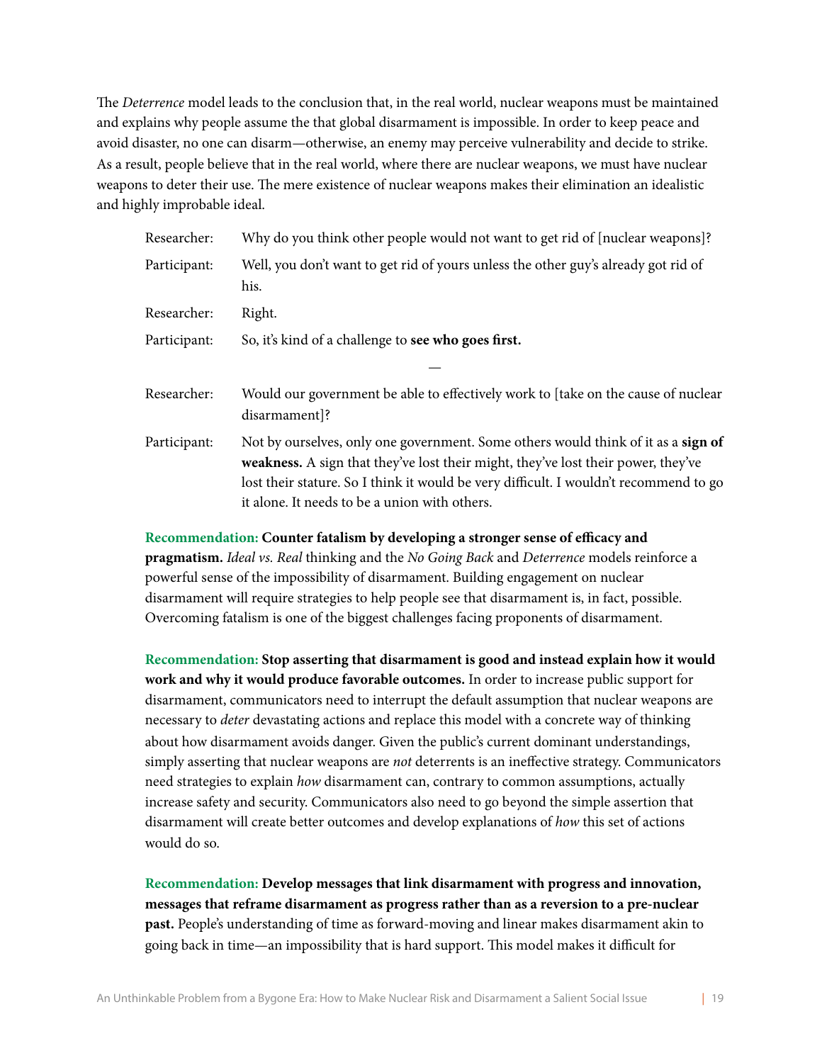The *Deterrence* model leads to the conclusion that, in the real world, nuclear weapons must be maintained and explains why people assume the that global disarmament is impossible. In order to keep peace and avoid disaster, no one can disarm—otherwise, an enemy may perceive vulnerability and decide to strike. As a result, people believe that in the real world, where there are nuclear weapons, we must have nuclear weapons to deter their use. The mere existence of nuclear weapons makes their elimination an idealistic and highly improbable ideal.

| | |
|---|---|
| Researcher: | Why do you think other people would not want to get rid of [nuclear weapons]? |
| Participant: | Well, you don't want to get rid of yours unless the other guy's already got rid of his. |
| Researcher: | Right. |
| Participant: | So, it's kind of a challenge to **see who goes first.** |

—

| | |
|---|---|
| Researcher: | Would our government be able to effectively work to [take on the cause of nuclear disarmament]? |
| Participant: | Not by ourselves, only one government. Some others would think of it as a **sign of weakness.** A sign that they've lost their might, they've lost their power, they've lost their stature. So I think it would be very difficult. I wouldn't recommend to go it alone. It needs to be a union with others. |

**Recommendation: Counter fatalism by developing a stronger sense of efficacy and pragmatism.** *Ideal vs. Real* thinking and the *No Going Back* and *Deterrence* models reinforce a powerful sense of the impossibility of disarmament. Building engagement on nuclear disarmament will require strategies to help people see that disarmament is, in fact, possible. Overcoming fatalism is one of the biggest challenges facing proponents of disarmament.

**Recommendation: Stop asserting that disarmament is good and instead explain how it would work and why it would produce favorable outcomes.** In order to increase public support for disarmament, communicators need to interrupt the default assumption that nuclear weapons are necessary to *deter* devastating actions and replace this model with a concrete way of thinking about how disarmament avoids danger. Given the public's current dominant understandings, simply asserting that nuclear weapons are *not* deterrents is an ineffective strategy. Communicators need strategies to explain *how* disarmament can, contrary to common assumptions, actually increase safety and security. Communicators also need to go beyond the simple assertion that disarmament will create better outcomes and develop explanations of *how* this set of actions would do so.

**Recommendation: Develop messages that link disarmament with progress and innovation, messages that reframe disarmament as progress rather than as a reversion to a pre-nuclear past.** People's understanding of time as forward-moving and linear makes disarmament akin to going back in time—an impossibility that is hard support. This model makes it difficult for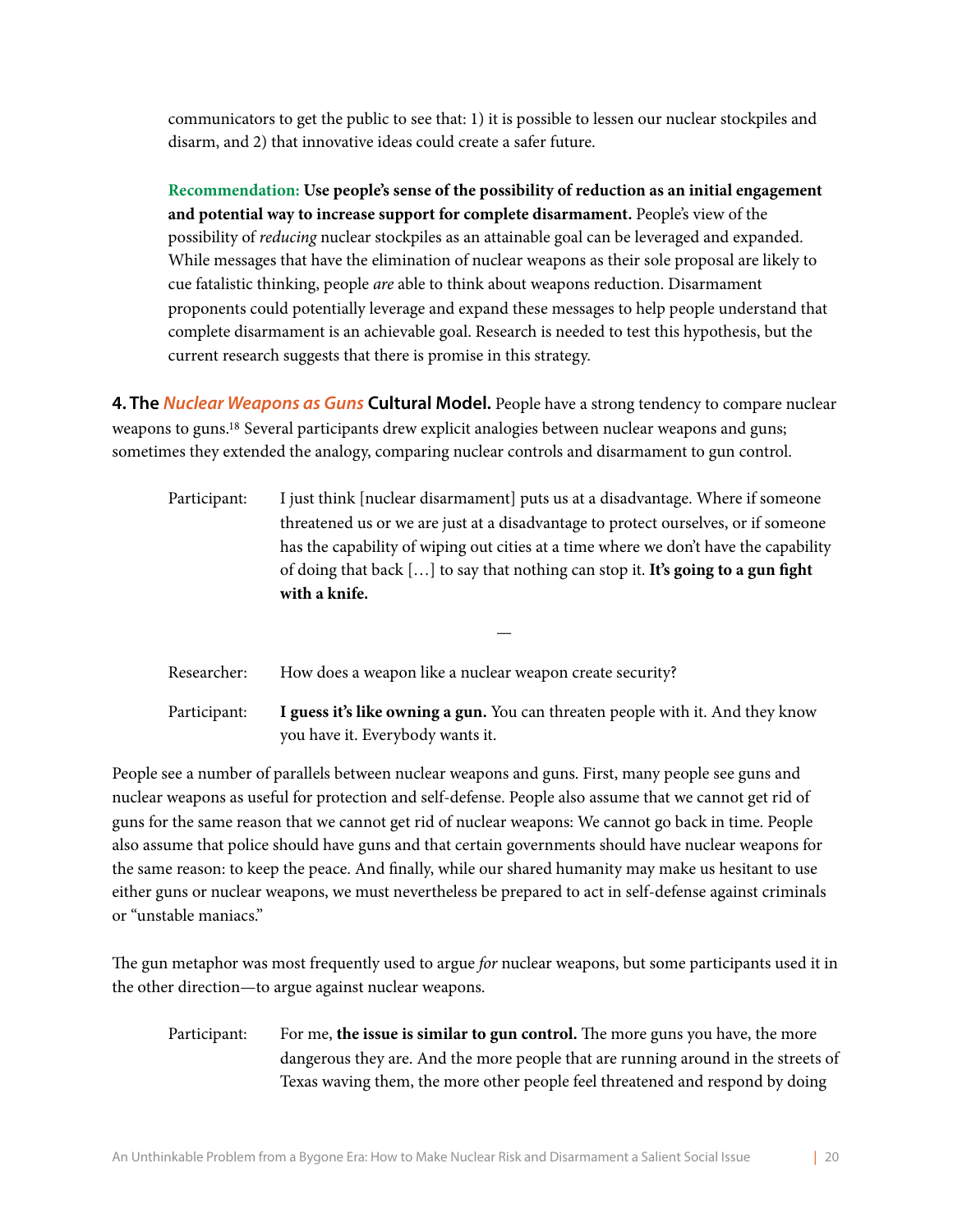communicators to get the public to see that: 1) it is possible to lessen our nuclear stockpiles and disarm, and 2) that innovative ideas could create a safer future.

**Recommendation: Use people's sense of the possibility of reduction as an initial engagement and potential way to increase support for complete disarmament.** People's view of the possibility of *reducing* nuclear stockpiles as an attainable goal can be leveraged and expanded. While messages that have the elimination of nuclear weapons as their sole proposal are likely to cue fatalistic thinking, people *are* able to think about weapons reduction. Disarmament proponents could potentially leverage and expand these messages to help people understand that complete disarmament is an achievable goal. Research is needed to test this hypothesis, but the current research suggests that there is promise in this strategy.

**4. The *Nuclear Weapons as Guns* Cultural Model.** People have a strong tendency to compare nuclear weapons to guns.[18] Several participants drew explicit analogies between nuclear weapons and guns; sometimes they extended the analogy, comparing nuclear controls and disarmament to gun control.

> Participant: I just think [nuclear disarmament] puts us at a disadvantage. Where if someone threatened us or we are just at a disadvantage to protect ourselves, or if someone has the capability of wiping out cities at a time where we don't have the capability of doing that back […] to say that nothing can stop it. **It's going to a gun fight with a knife.**

—

> Researcher: How does a weapon like a nuclear weapon create security?
>
> Participant: **I guess it's like owning a gun.** You can threaten people with it. And they know you have it. Everybody wants it.

People see a number of parallels between nuclear weapons and guns. First, many people see guns and nuclear weapons as useful for protection and self-defense. People also assume that we cannot get rid of guns for the same reason that we cannot get rid of nuclear weapons: We cannot go back in time. People also assume that police should have guns and that certain governments should have nuclear weapons for the same reason: to keep the peace. And finally, while our shared humanity may make us hesitant to use either guns or nuclear weapons, we must nevertheless be prepared to act in self-defense against criminals or "unstable maniacs."

The gun metaphor was most frequently used to argue *for* nuclear weapons, but some participants used it in the other direction—to argue against nuclear weapons.

> Participant: For me, **the issue is similar to gun control.** The more guns you have, the more dangerous they are. And the more people that are running around in the streets of Texas waving them, the more other people feel threatened and respond by doing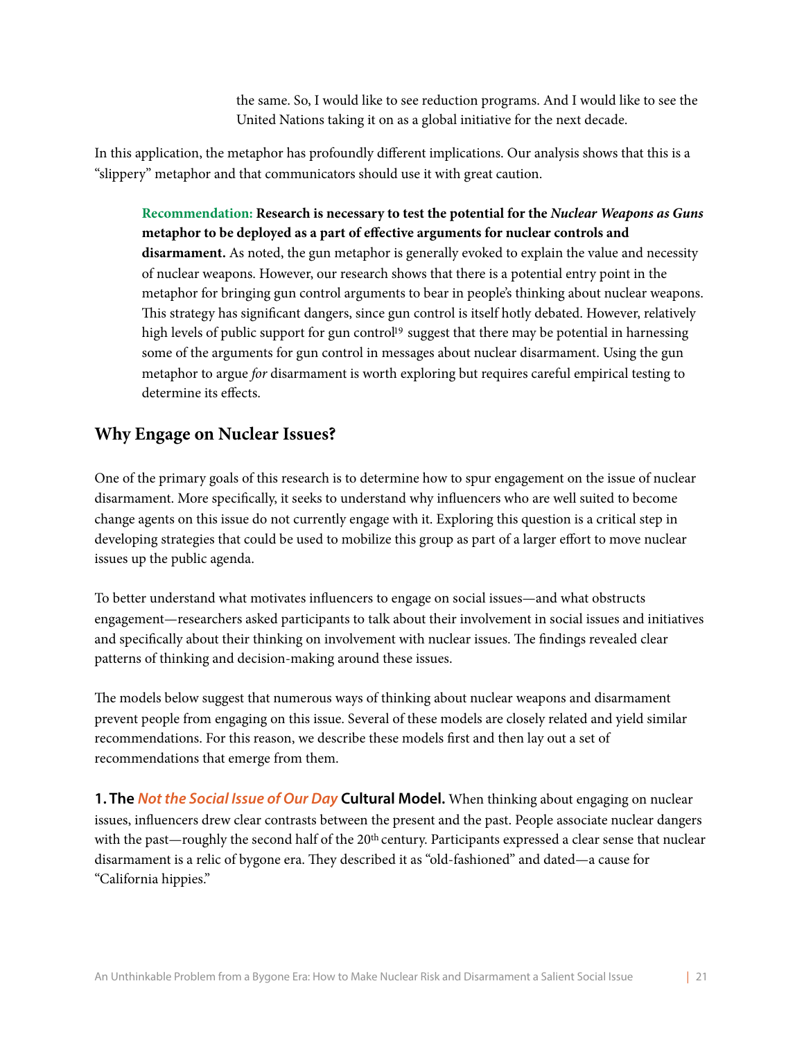the same. So, I would like to see reduction programs. And I would like to see the United Nations taking it on as a global initiative for the next decade.

In this application, the metaphor has profoundly different implications. Our analysis shows that this is a "slippery" metaphor and that communicators should use it with great caution.

> **Recommendation: Research is necessary to test the potential for the *Nuclear Weapons as Guns* metaphor to be deployed as a part of effective arguments for nuclear controls and disarmament.** As noted, the gun metaphor is generally evoked to explain the value and necessity of nuclear weapons. However, our research shows that there is a potential entry point in the metaphor for bringing gun control arguments to bear in people's thinking about nuclear weapons. This strategy has significant dangers, since gun control is itself hotly debated. However, relatively high levels of public support for gun control[19] suggest that there may be potential in harnessing some of the arguments for gun control in messages about nuclear disarmament. Using the gun metaphor to argue *for* disarmament is worth exploring but requires careful empirical testing to determine its effects.

## Why Engage on Nuclear Issues?

One of the primary goals of this research is to determine how to spur engagement on the issue of nuclear disarmament. More specifically, it seeks to understand why influencers who are well suited to become change agents on this issue do not currently engage with it. Exploring this question is a critical step in developing strategies that could be used to mobilize this group as part of a larger effort to move nuclear issues up the public agenda.

To better understand what motivates influencers to engage on social issues—and what obstructs engagement—researchers asked participants to talk about their involvement in social issues and initiatives and specifically about their thinking on involvement with nuclear issues. The findings revealed clear patterns of thinking and decision-making around these issues.

The models below suggest that numerous ways of thinking about nuclear weapons and disarmament prevent people from engaging on this issue. Several of these models are closely related and yield similar recommendations. For this reason, we describe these models first and then lay out a set of recommendations that emerge from them.

**1. The *Not the Social Issue of Our Day* Cultural Model.** When thinking about engaging on nuclear issues, influencers drew clear contrasts between the present and the past. People associate nuclear dangers with the past—roughly the second half of the 20th century. Participants expressed a clear sense that nuclear disarmament is a relic of bygone era. They described it as "old-fashioned" and dated—a cause for "California hippies."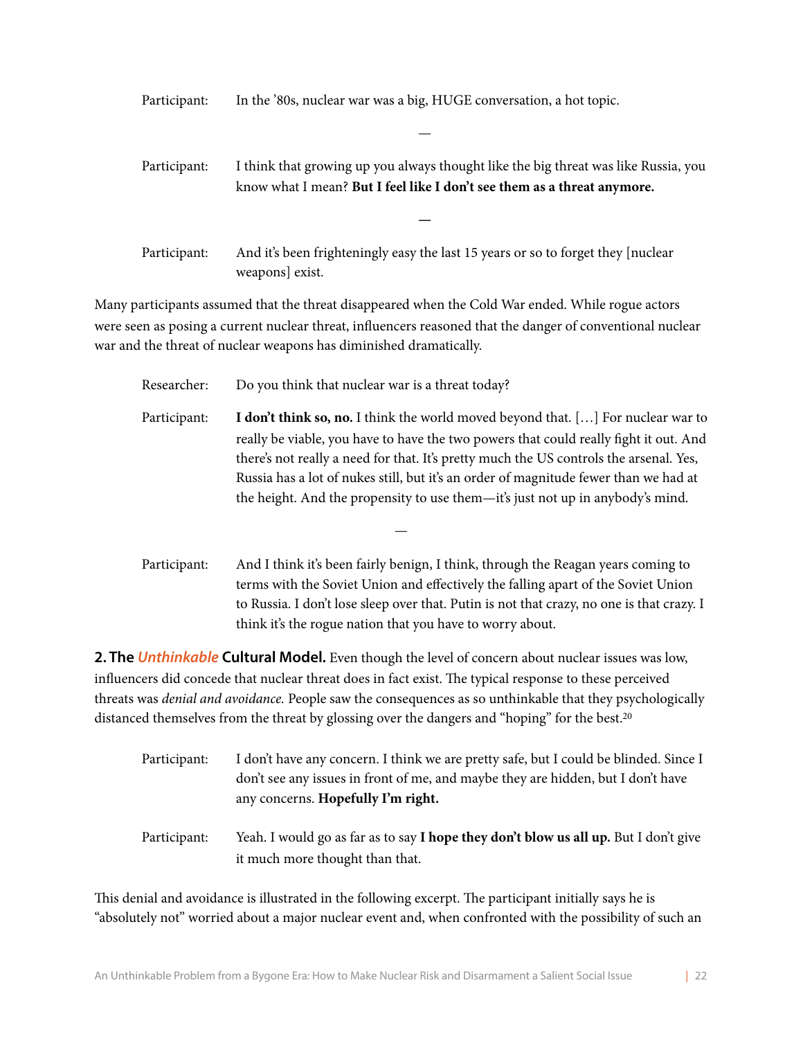Participant: In the '80s, nuclear war was a big, HUGE conversation, a hot topic.

—

Participant: I think that growing up you always thought like the big threat was like Russia, you know what I mean? **But I feel like I don't see them as a threat anymore.**

—

Participant: And it's been frighteningly easy the last 15 years or so to forget they [nuclear weapons] exist.

Many participants assumed that the threat disappeared when the Cold War ended. While rogue actors were seen as posing a current nuclear threat, influencers reasoned that the danger of conventional nuclear war and the threat of nuclear weapons has diminished dramatically.

Researcher: Do you think that nuclear war is a threat today?

Participant: **I don't think so, no.** I think the world moved beyond that. […] For nuclear war to really be viable, you have to have the two powers that could really fight it out. And there's not really a need for that. It's pretty much the US controls the arsenal. Yes, Russia has a lot of nukes still, but it's an order of magnitude fewer than we had at the height. And the propensity to use them—it's just not up in anybody's mind.

—

Participant: And I think it's been fairly benign, I think, through the Reagan years coming to terms with the Soviet Union and effectively the falling apart of the Soviet Union to Russia. I don't lose sleep over that. Putin is not that crazy, no one is that crazy. I think it's the rogue nation that you have to worry about.

**2. The *Unthinkable* Cultural Model.** Even though the level of concern about nuclear issues was low, influencers did concede that nuclear threat does in fact exist. The typical response to these perceived threats was *denial and avoidance.* People saw the consequences as so unthinkable that they psychologically distanced themselves from the threat by glossing over the dangers and "hoping" for the best.[20]

Participant: I don't have any concern. I think we are pretty safe, but I could be blinded. Since I don't see any issues in front of me, and maybe they are hidden, but I don't have any concerns. **Hopefully I'm right.**

Participant: Yeah. I would go as far as to say **I hope they don't blow us all up.** But I don't give it much more thought than that.

This denial and avoidance is illustrated in the following excerpt. The participant initially says he is "absolutely not" worried about a major nuclear event and, when confronted with the possibility of such an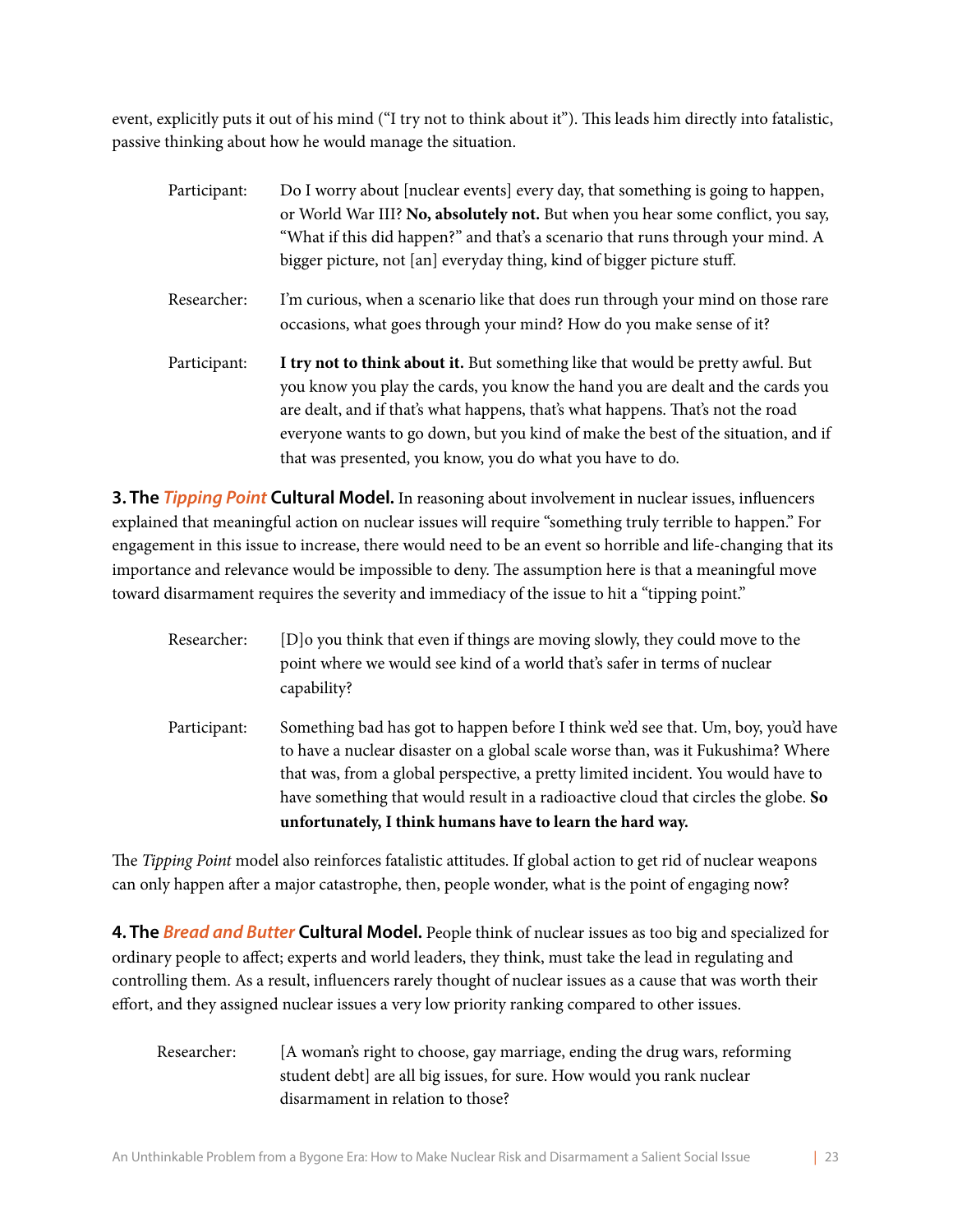event, explicitly puts it out of his mind ("I try not to think about it"). This leads him directly into fatalistic, passive thinking about how he would manage the situation.

> Participant: Do I worry about [nuclear events] every day, that something is going to happen, or World War III? **No, absolutely not.** But when you hear some conflict, you say, "What if this did happen?" and that's a scenario that runs through your mind. A bigger picture, not [an] everyday thing, kind of bigger picture stuff.
>
> Researcher: I'm curious, when a scenario like that does run through your mind on those rare occasions, what goes through your mind? How do you make sense of it?
>
> Participant: **I try not to think about it.** But something like that would be pretty awful. But you know you play the cards, you know the hand you are dealt and the cards you are dealt, and if that's what happens, that's what happens. That's not the road everyone wants to go down, but you kind of make the best of the situation, and if that was presented, you know, you do what you have to do.

**3. The *Tipping Point* Cultural Model.** In reasoning about involvement in nuclear issues, influencers explained that meaningful action on nuclear issues will require "something truly terrible to happen." For engagement in this issue to increase, there would need to be an event so horrible and life-changing that its importance and relevance would be impossible to deny. The assumption here is that a meaningful move toward disarmament requires the severity and immediacy of the issue to hit a "tipping point."

> Researcher: [D]o you think that even if things are moving slowly, they could move to the point where we would see kind of a world that's safer in terms of nuclear capability?
>
> Participant: Something bad has got to happen before I think we'd see that. Um, boy, you'd have to have a nuclear disaster on a global scale worse than, was it Fukushima? Where that was, from a global perspective, a pretty limited incident. You would have to have something that would result in a radioactive cloud that circles the globe. **So unfortunately, I think humans have to learn the hard way.**

The *Tipping Point* model also reinforces fatalistic attitudes. If global action to get rid of nuclear weapons can only happen after a major catastrophe, then, people wonder, what is the point of engaging now?

**4. The *Bread and Butter* Cultural Model.** People think of nuclear issues as too big and specialized for ordinary people to affect; experts and world leaders, they think, must take the lead in regulating and controlling them. As a result, influencers rarely thought of nuclear issues as a cause that was worth their effort, and they assigned nuclear issues a very low priority ranking compared to other issues.

> Researcher: [A woman's right to choose, gay marriage, ending the drug wars, reforming student debt] are all big issues, for sure. How would you rank nuclear disarmament in relation to those?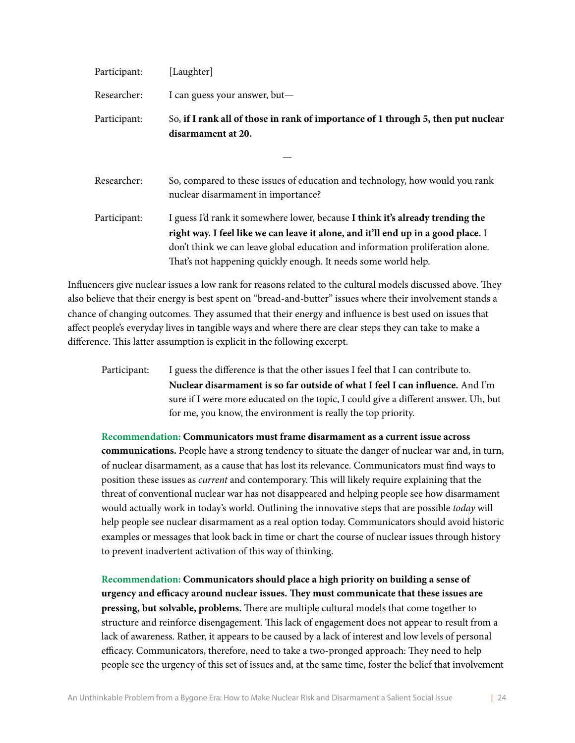Participant: [Laughter]

Researcher: I can guess your answer, but—

Participant: So, **if I rank all of those in rank of importance of 1 through 5, then put nuclear disarmament at 20.**

—

Researcher: So, compared to these issues of education and technology, how would you rank nuclear disarmament in importance?

Participant: I guess I'd rank it somewhere lower, because **I think it's already trending the right way. I feel like we can leave it alone, and it'll end up in a good place.** I don't think we can leave global education and information proliferation alone. That's not happening quickly enough. It needs some world help.

Influencers give nuclear issues a low rank for reasons related to the cultural models discussed above. They also believe that their energy is best spent on "bread-and-butter" issues where their involvement stands a chance of changing outcomes. They assumed that their energy and influence is best used on issues that affect people's everyday lives in tangible ways and where there are clear steps they can take to make a difference. This latter assumption is explicit in the following excerpt.

> Participant: I guess the difference is that the other issues I feel that I can contribute to. **Nuclear disarmament is so far outside of what I feel I can influence.** And I'm sure if I were more educated on the topic, I could give a different answer. Uh, but for me, you know, the environment is really the top priority.

**Recommendation: Communicators must frame disarmament as a current issue across communications.** People have a strong tendency to situate the danger of nuclear war and, in turn, of nuclear disarmament, as a cause that has lost its relevance. Communicators must find ways to position these issues as *current* and contemporary. This will likely require explaining that the threat of conventional nuclear war has not disappeared and helping people see how disarmament would actually work in today's world. Outlining the innovative steps that are possible *today* will help people see nuclear disarmament as a real option today. Communicators should avoid historic examples or messages that look back in time or chart the course of nuclear issues through history to prevent inadvertent activation of this way of thinking.

**Recommendation: Communicators should place a high priority on building a sense of urgency and efficacy around nuclear issues. They must communicate that these issues are pressing, but solvable, problems.** There are multiple cultural models that come together to structure and reinforce disengagement. This lack of engagement does not appear to result from a lack of awareness. Rather, it appears to be caused by a lack of interest and low levels of personal efficacy. Communicators, therefore, need to take a two-pronged approach: They need to help people see the urgency of this set of issues and, at the same time, foster the belief that involvement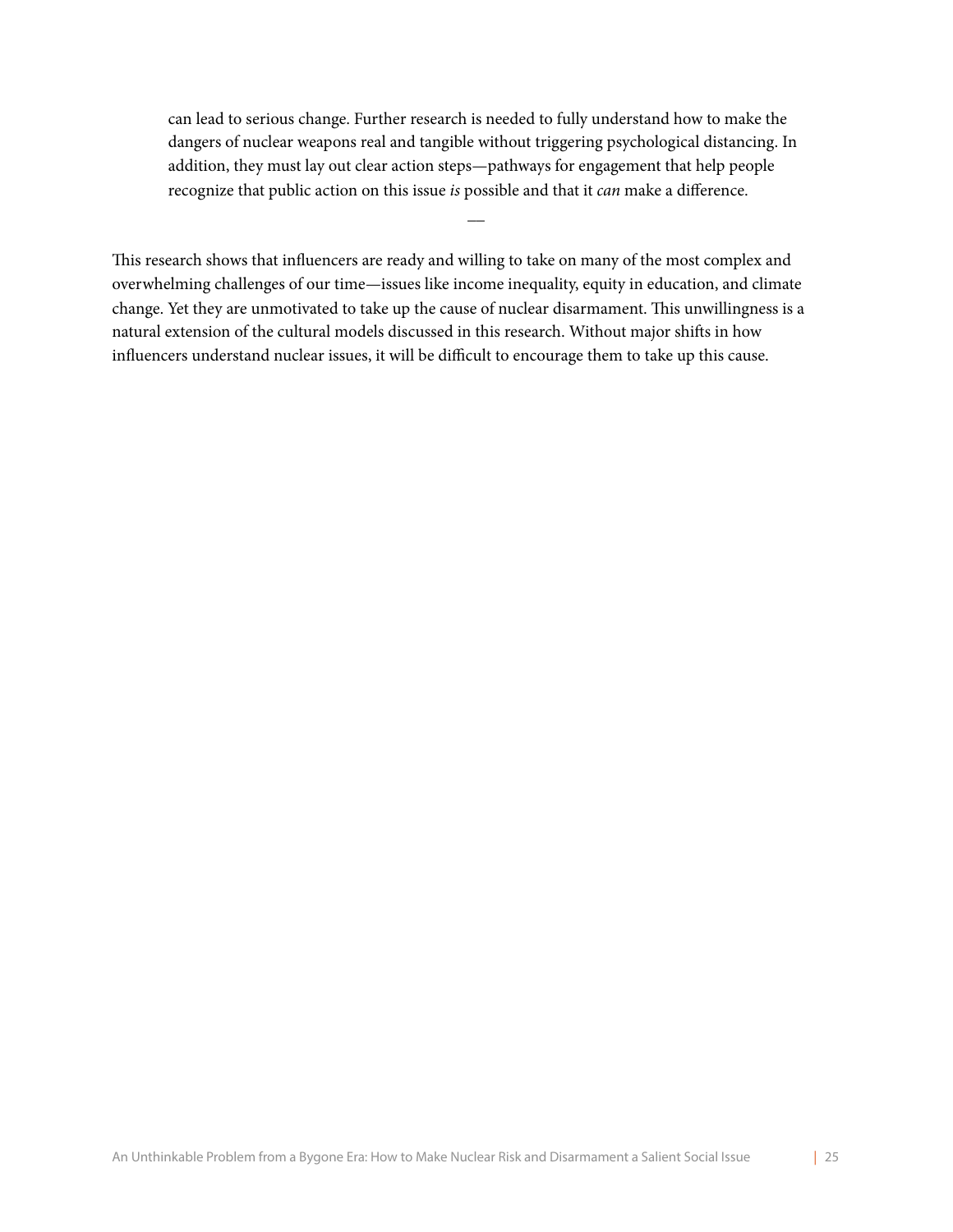can lead to serious change. Further research is needed to fully understand how to make the dangers of nuclear weapons real and tangible without triggering psychological distancing. In addition, they must lay out clear action steps—pathways for engagement that help people recognize that public action on this issue *is* possible and that it *can* make a difference.

—

This research shows that influencers are ready and willing to take on many of the most complex and overwhelming challenges of our time—issues like income inequality, equity in education, and climate change. Yet they are unmotivated to take up the cause of nuclear disarmament. This unwillingness is a natural extension of the cultural models discussed in this research. Without major shifts in how influencers understand nuclear issues, it will be difficult to encourage them to take up this cause.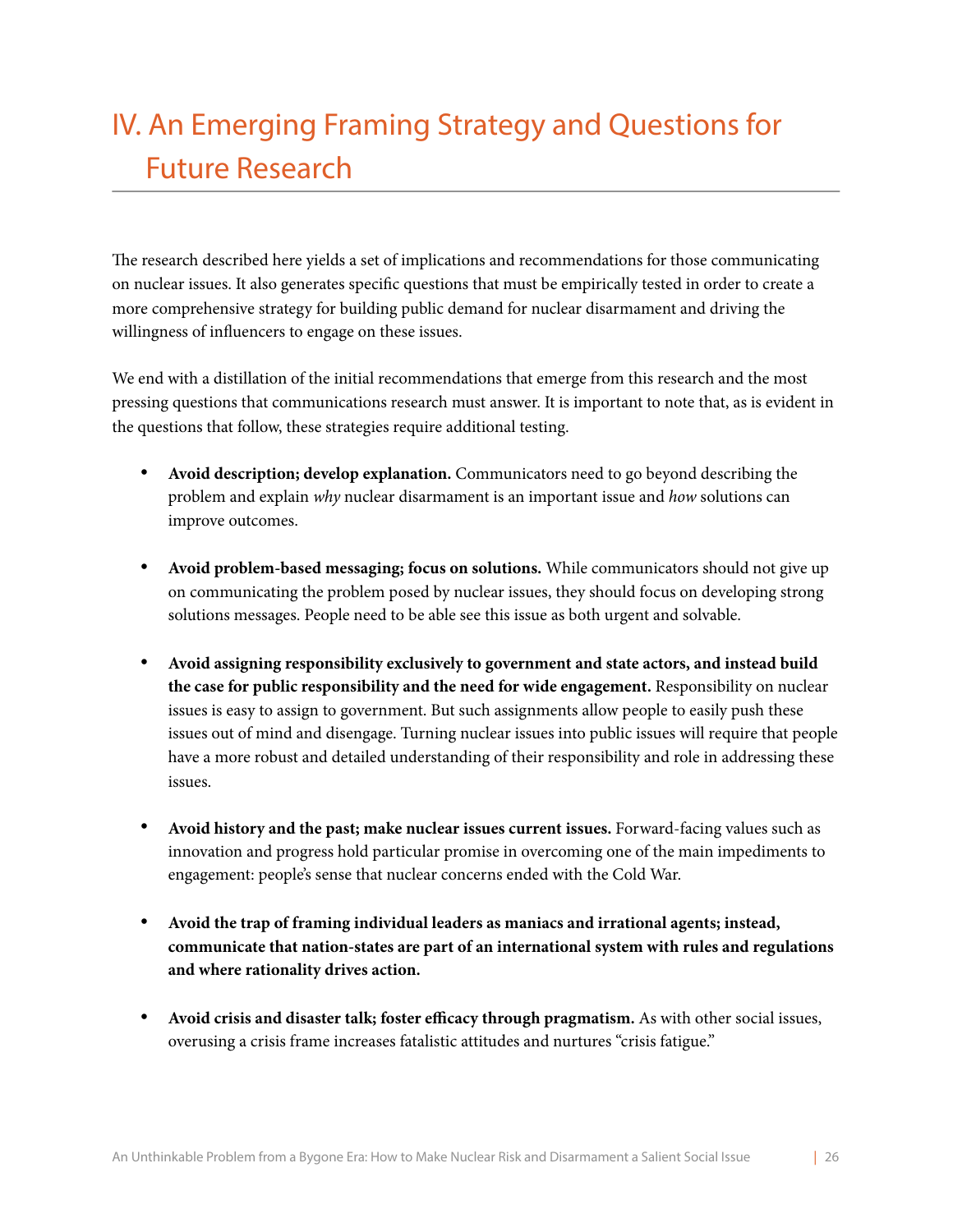# IV. An Emerging Framing Strategy and Questions for Future Research

The research described here yields a set of implications and recommendations for those communicating on nuclear issues. It also generates specific questions that must be empirically tested in order to create a more comprehensive strategy for building public demand for nuclear disarmament and driving the willingness of influencers to engage on these issues.

We end with a distillation of the initial recommendations that emerge from this research and the most pressing questions that communications research must answer. It is important to note that, as is evident in the questions that follow, these strategies require additional testing.

- **Avoid description; develop explanation.** Communicators need to go beyond describing the problem and explain *why* nuclear disarmament is an important issue and *how* solutions can improve outcomes.

- **Avoid problem-based messaging; focus on solutions.** While communicators should not give up on communicating the problem posed by nuclear issues, they should focus on developing strong solutions messages. People need to be able see this issue as both urgent and solvable.

- **Avoid assigning responsibility exclusively to government and state actors, and instead build the case for public responsibility and the need for wide engagement.** Responsibility on nuclear issues is easy to assign to government. But such assignments allow people to easily push these issues out of mind and disengage. Turning nuclear issues into public issues will require that people have a more robust and detailed understanding of their responsibility and role in addressing these issues.

- **Avoid history and the past; make nuclear issues current issues.** Forward-facing values such as innovation and progress hold particular promise in overcoming one of the main impediments to engagement: people's sense that nuclear concerns ended with the Cold War.

- **Avoid the trap of framing individual leaders as maniacs and irrational agents; instead, communicate that nation-states are part of an international system with rules and regulations and where rationality drives action.**

- **Avoid crisis and disaster talk; foster efficacy through pragmatism.** As with other social issues, overusing a crisis frame increases fatalistic attitudes and nurtures "crisis fatigue."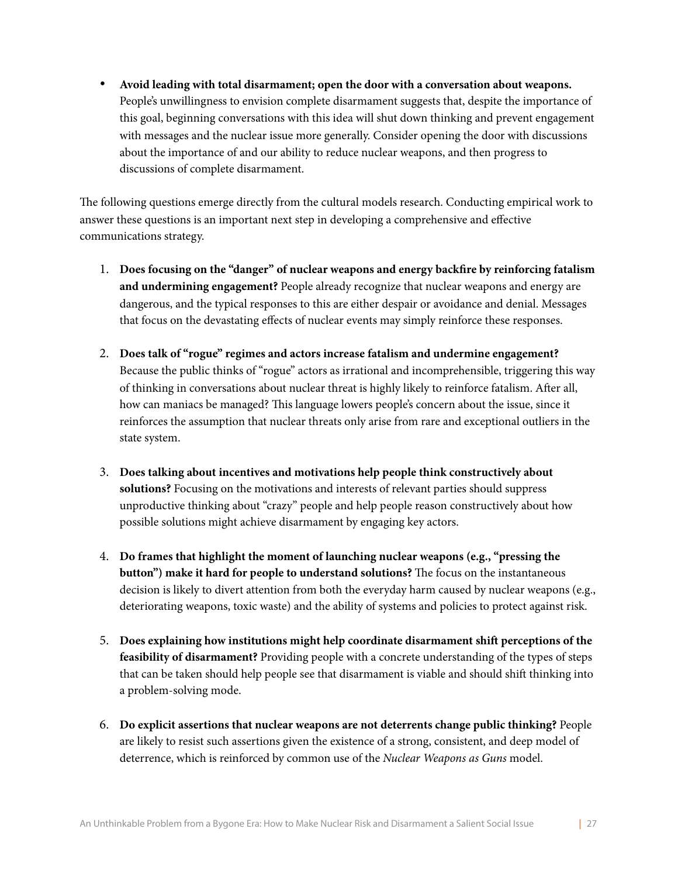- **Avoid leading with total disarmament; open the door with a conversation about weapons.** People's unwillingness to envision complete disarmament suggests that, despite the importance of this goal, beginning conversations with this idea will shut down thinking and prevent engagement with messages and the nuclear issue more generally. Consider opening the door with discussions about the importance of and our ability to reduce nuclear weapons, and then progress to discussions of complete disarmament.

The following questions emerge directly from the cultural models research. Conducting empirical work to answer these questions is an important next step in developing a comprehensive and effective communications strategy.

1. **Does focusing on the "danger" of nuclear weapons and energy backfire by reinforcing fatalism and undermining engagement?** People already recognize that nuclear weapons and energy are dangerous, and the typical responses to this are either despair or avoidance and denial. Messages that focus on the devastating effects of nuclear events may simply reinforce these responses.

2. **Does talk of "rogue" regimes and actors increase fatalism and undermine engagement?** Because the public thinks of "rogue" actors as irrational and incomprehensible, triggering this way of thinking in conversations about nuclear threat is highly likely to reinforce fatalism. After all, how can maniacs be managed? This language lowers people's concern about the issue, since it reinforces the assumption that nuclear threats only arise from rare and exceptional outliers in the state system.

3. **Does talking about incentives and motivations help people think constructively about solutions?** Focusing on the motivations and interests of relevant parties should suppress unproductive thinking about "crazy" people and help people reason constructively about how possible solutions might achieve disarmament by engaging key actors.

4. **Do frames that highlight the moment of launching nuclear weapons (e.g., "pressing the button") make it hard for people to understand solutions?** The focus on the instantaneous decision is likely to divert attention from both the everyday harm caused by nuclear weapons (e.g., deteriorating weapons, toxic waste) and the ability of systems and policies to protect against risk.

5. **Does explaining how institutions might help coordinate disarmament shift perceptions of the feasibility of disarmament?** Providing people with a concrete understanding of the types of steps that can be taken should help people see that disarmament is viable and should shift thinking into a problem-solving mode.

6. **Do explicit assertions that nuclear weapons are not deterrents change public thinking?** People are likely to resist such assertions given the existence of a strong, consistent, and deep model of deterrence, which is reinforced by common use of the *Nuclear Weapons as Guns* model.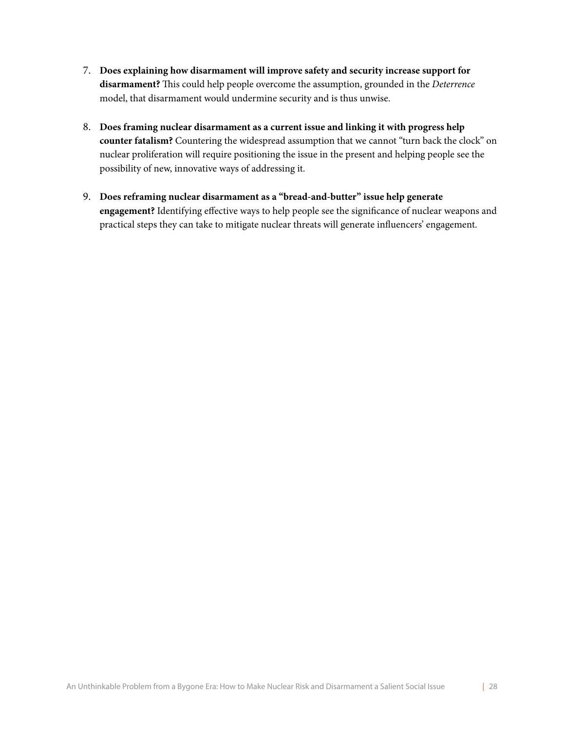7. **Does explaining how disarmament will improve safety and security increase support for disarmament?** This could help people overcome the assumption, grounded in the *Deterrence* model, that disarmament would undermine security and is thus unwise.

8. **Does framing nuclear disarmament as a current issue and linking it with progress help counter fatalism?** Countering the widespread assumption that we cannot "turn back the clock" on nuclear proliferation will require positioning the issue in the present and helping people see the possibility of new, innovative ways of addressing it.

9. **Does reframing nuclear disarmament as a "bread-and-butter" issue help generate engagement?** Identifying effective ways to help people see the significance of nuclear weapons and practical steps they can take to mitigate nuclear threats will generate influencers' engagement.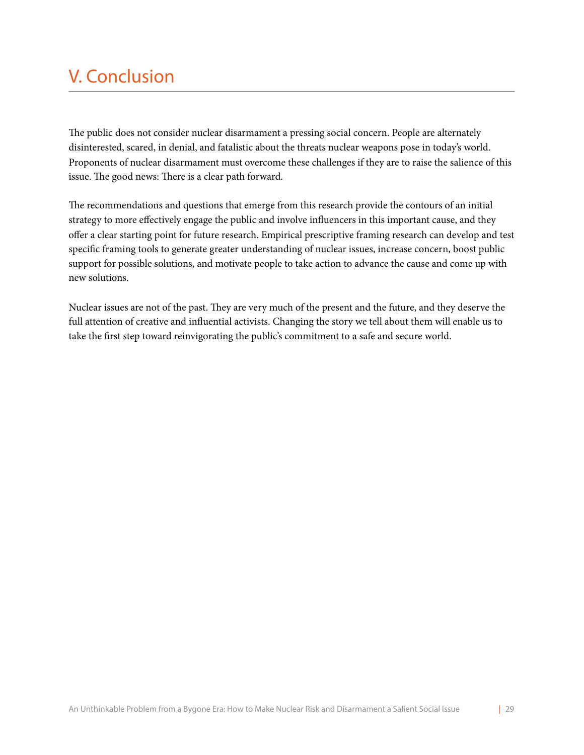# V. Conclusion

The public does not consider nuclear disarmament a pressing social concern. People are alternately disinterested, scared, in denial, and fatalistic about the threats nuclear weapons pose in today's world. Proponents of nuclear disarmament must overcome these challenges if they are to raise the salience of this issue. The good news: There is a clear path forward.

The recommendations and questions that emerge from this research provide the contours of an initial strategy to more effectively engage the public and involve influencers in this important cause, and they offer a clear starting point for future research. Empirical prescriptive framing research can develop and test specific framing tools to generate greater understanding of nuclear issues, increase concern, boost public support for possible solutions, and motivate people to take action to advance the cause and come up with new solutions.

Nuclear issues are not of the past. They are very much of the present and the future, and they deserve the full attention of creative and influential activists. Changing the story we tell about them will enable us to take the first step toward reinvigorating the public's commitment to a safe and secure world.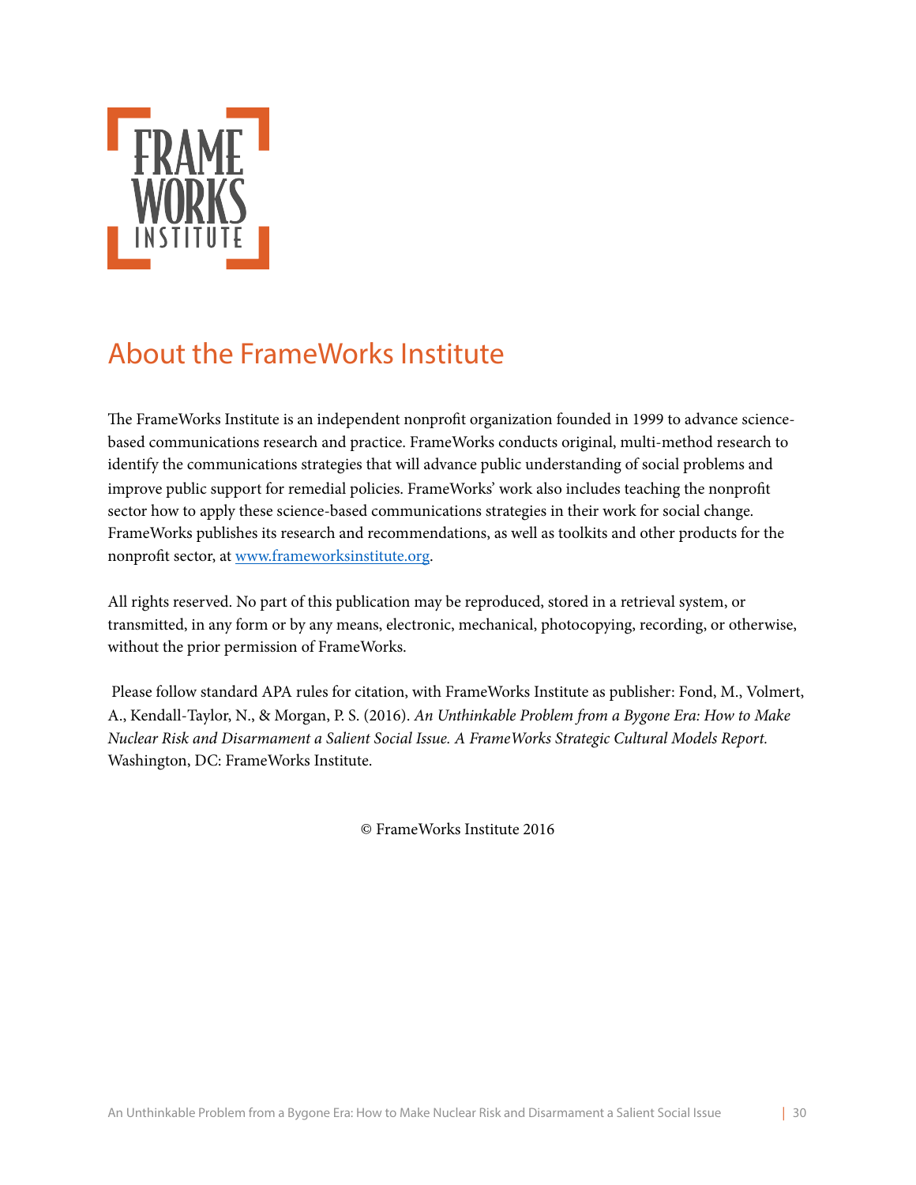## About the FrameWorks Institute

The FrameWorks Institute is an independent nonprofit organization founded in 1999 to advance science-based communications research and practice. FrameWorks conducts original, multi-method research to identify the communications strategies that will advance public understanding of social problems and improve public support for remedial policies. FrameWorks' work also includes teaching the nonprofit sector how to apply these science-based communications strategies in their work for social change. FrameWorks publishes its research and recommendations, as well as toolkits and other products for the nonprofit sector, at [www.frameworksinstitute.org](http://www.frameworksinstitute.org).

All rights reserved. No part of this publication may be reproduced, stored in a retrieval system, or transmitted, in any form or by any means, electronic, mechanical, photocopying, recording, or otherwise, without the prior permission of FrameWorks.

Please follow standard APA rules for citation, with FrameWorks Institute as publisher: Fond, M., Volmert, A., Kendall-Taylor, N., & Morgan, P. S. (2016). *An Unthinkable Problem from a Bygone Era: How to Make Nuclear Risk and Disarmament a Salient Social Issue. A FrameWorks Strategic Cultural Models Report.* Washington, DC: FrameWorks Institute.

© FrameWorks Institute 2016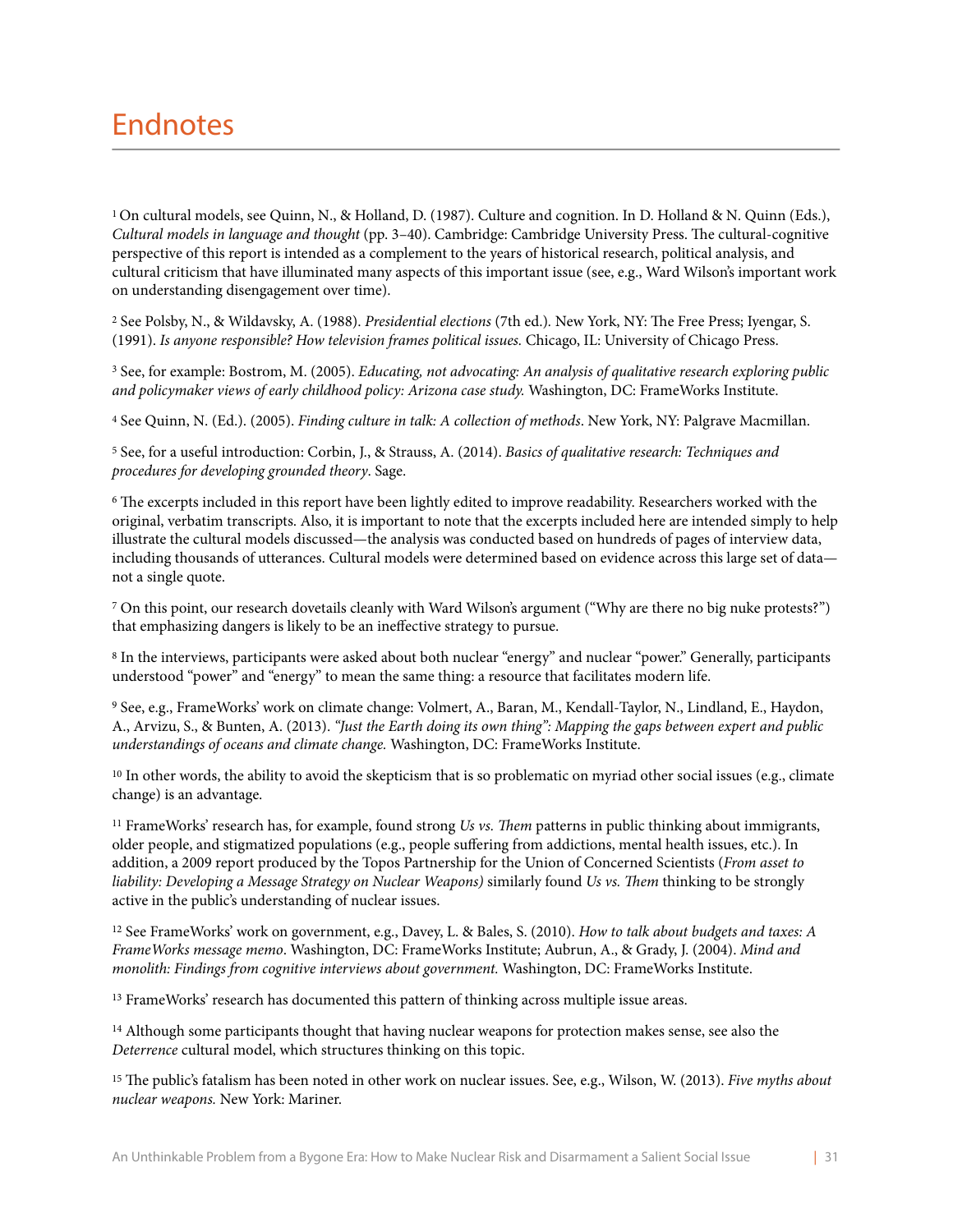# Endnotes

[1] On cultural models, see Quinn, N., & Holland, D. (1987). Culture and cognition. In D. Holland & N. Quinn (Eds.), *Cultural models in language and thought* (pp. 3–40). Cambridge: Cambridge University Press. The cultural-cognitive perspective of this report is intended as a complement to the years of historical research, political analysis, and cultural criticism that have illuminated many aspects of this important issue (see, e.g., Ward Wilson's important work on understanding disengagement over time).

[2] See Polsby, N., & Wildavsky, A. (1988). *Presidential elections* (7th ed.). New York, NY: The Free Press; Iyengar, S. (1991). *Is anyone responsible? How television frames political issues.* Chicago, IL: University of Chicago Press.

[3] See, for example: Bostrom, M. (2005). *Educating, not advocating: An analysis of qualitative research exploring public and policymaker views of early childhood policy: Arizona case study.* Washington, DC: FrameWorks Institute.

[4] See Quinn, N. (Ed.). (2005). *Finding culture in talk: A collection of methods*. New York, NY: Palgrave Macmillan.

[5] See, for a useful introduction: Corbin, J., & Strauss, A. (2014). *Basics of qualitative research: Techniques and procedures for developing grounded theory*. Sage.

[6] The excerpts included in this report have been lightly edited to improve readability. Researchers worked with the original, verbatim transcripts. Also, it is important to note that the excerpts included here are intended simply to help illustrate the cultural models discussed—the analysis was conducted based on hundreds of pages of interview data, including thousands of utterances. Cultural models were determined based on evidence across this large set of data—not a single quote.

[7] On this point, our research dovetails cleanly with Ward Wilson's argument ("Why are there no big nuke protests?") that emphasizing dangers is likely to be an ineffective strategy to pursue.

[8] In the interviews, participants were asked about both nuclear "energy" and nuclear "power." Generally, participants understood "power" and "energy" to mean the same thing: a resource that facilitates modern life.

[9] See, e.g., FrameWorks' work on climate change: Volmert, A., Baran, M., Kendall-Taylor, N., Lindland, E., Haydon, A., Arvizu, S., & Bunten, A. (2013). *"Just the Earth doing its own thing": Mapping the gaps between expert and public understandings of oceans and climate change.* Washington, DC: FrameWorks Institute.

[10] In other words, the ability to avoid the skepticism that is so problematic on myriad other social issues (e.g., climate change) is an advantage.

[11] FrameWorks' research has, for example, found strong *Us vs. Them* patterns in public thinking about immigrants, older people, and stigmatized populations (e.g., people suffering from addictions, mental health issues, etc.). In addition, a 2009 report produced by the Topos Partnership for the Union of Concerned Scientists (*From asset to liability: Developing a Message Strategy on Nuclear Weapons)* similarly found *Us vs. Them* thinking to be strongly active in the public's understanding of nuclear issues.

[12] See FrameWorks' work on government, e.g., Davey, L. & Bales, S. (2010). *How to talk about budgets and taxes: A FrameWorks message memo*. Washington, DC: FrameWorks Institute; Aubrun, A., & Grady, J. (2004). *Mind and monolith: Findings from cognitive interviews about government.* Washington, DC: FrameWorks Institute.

[13] FrameWorks' research has documented this pattern of thinking across multiple issue areas.

[14] Although some participants thought that having nuclear weapons for protection makes sense, see also the *Deterrence* cultural model, which structures thinking on this topic.

[15] The public's fatalism has been noted in other work on nuclear issues. See, e.g., Wilson, W. (2013). *Five myths about nuclear weapons.* New York: Mariner.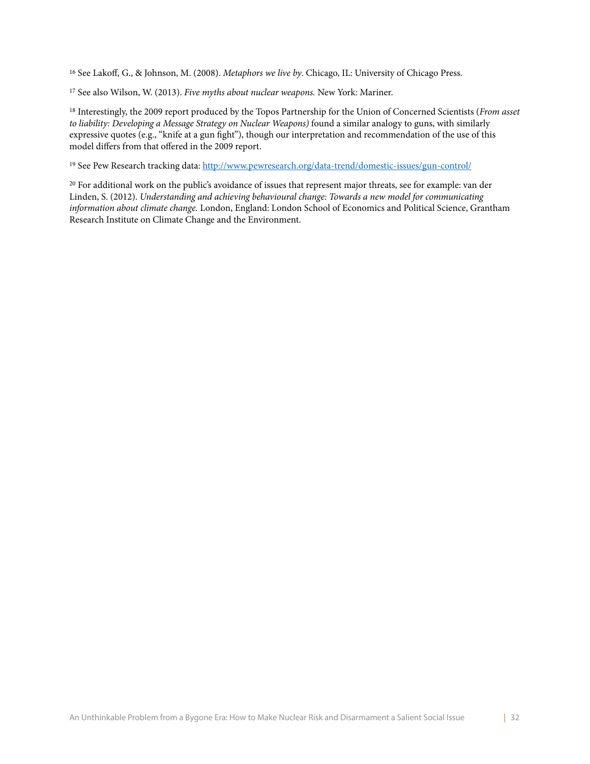[16] See Lakoff, G., & Johnson, M. (2008). *Metaphors we live by*. Chicago, IL: University of Chicago Press.

[17] See also Wilson, W. (2013). *Five myths about nuclear weapons.* New York: Mariner.

[18] Interestingly, the 2009 report produced by the Topos Partnership for the Union of Concerned Scientists (*From asset to liability: Developing a Message Strategy on Nuclear Weapons)* found a similar analogy to guns, with similarly expressive quotes (e.g., "knife at a gun fight"), though our interpretation and recommendation of the use of this model differs from that offered in the 2009 report.

[19] See Pew Research tracking data: http://www.pewresearch.org/data-trend/domestic-issues/gun-control/

[20] For additional work on the public's avoidance of issues that represent major threats, see for example: van der Linden, S. (2012). *Understanding and achieving behavioural change: Towards a new model for communicating information about climate change.* London, England: London School of Economics and Political Science, Grantham Research Institute on Climate Change and the Environment.